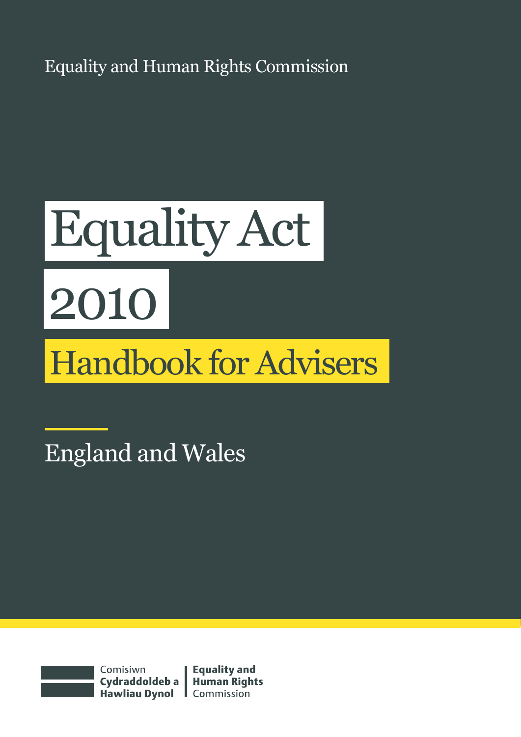Equality and Human Rights Commission

# Equality Act 2010

## Handbook for Advisers

England and Wales

Comisiwn Cydraddoldeb a Hawliau Dynol | Equality and Human Rights Commission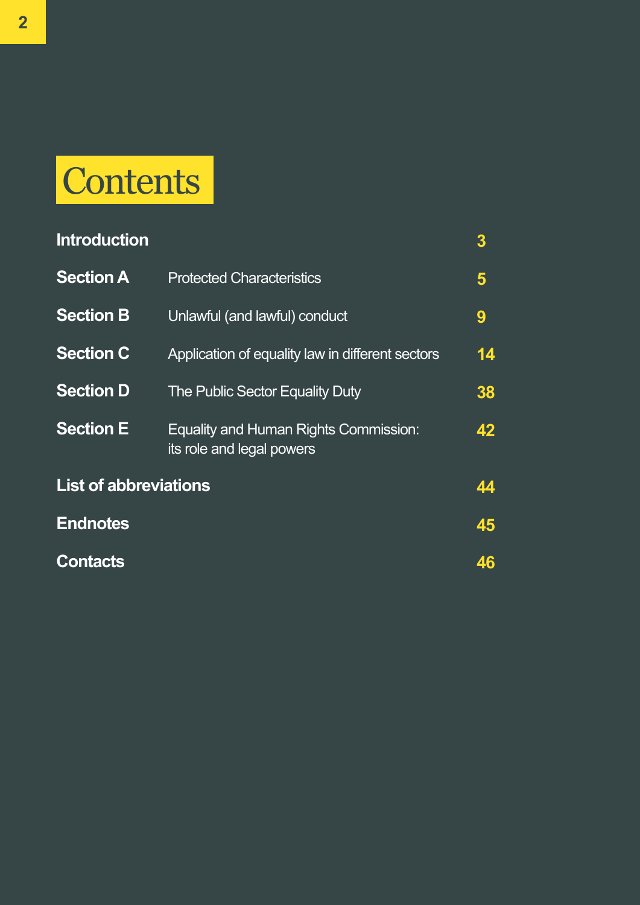# Contents

| | | |
|---|---|---|
| **Introduction** | | 3 |
| **Section A** | Protected Characteristics | 5 |
| **Section B** | Unlawful (and lawful) conduct | 9 |
| **Section C** | Application of equality law in different sectors | 14 |
| **Section D** | The Public Sector Equality Duty | 38 |
| **Section E** | Equality and Human Rights Commission: its role and legal powers | 42 |
| **List of abbreviations** | | 44 |
| **Endnotes** | | 45 |
| **Contacts** | | 46 |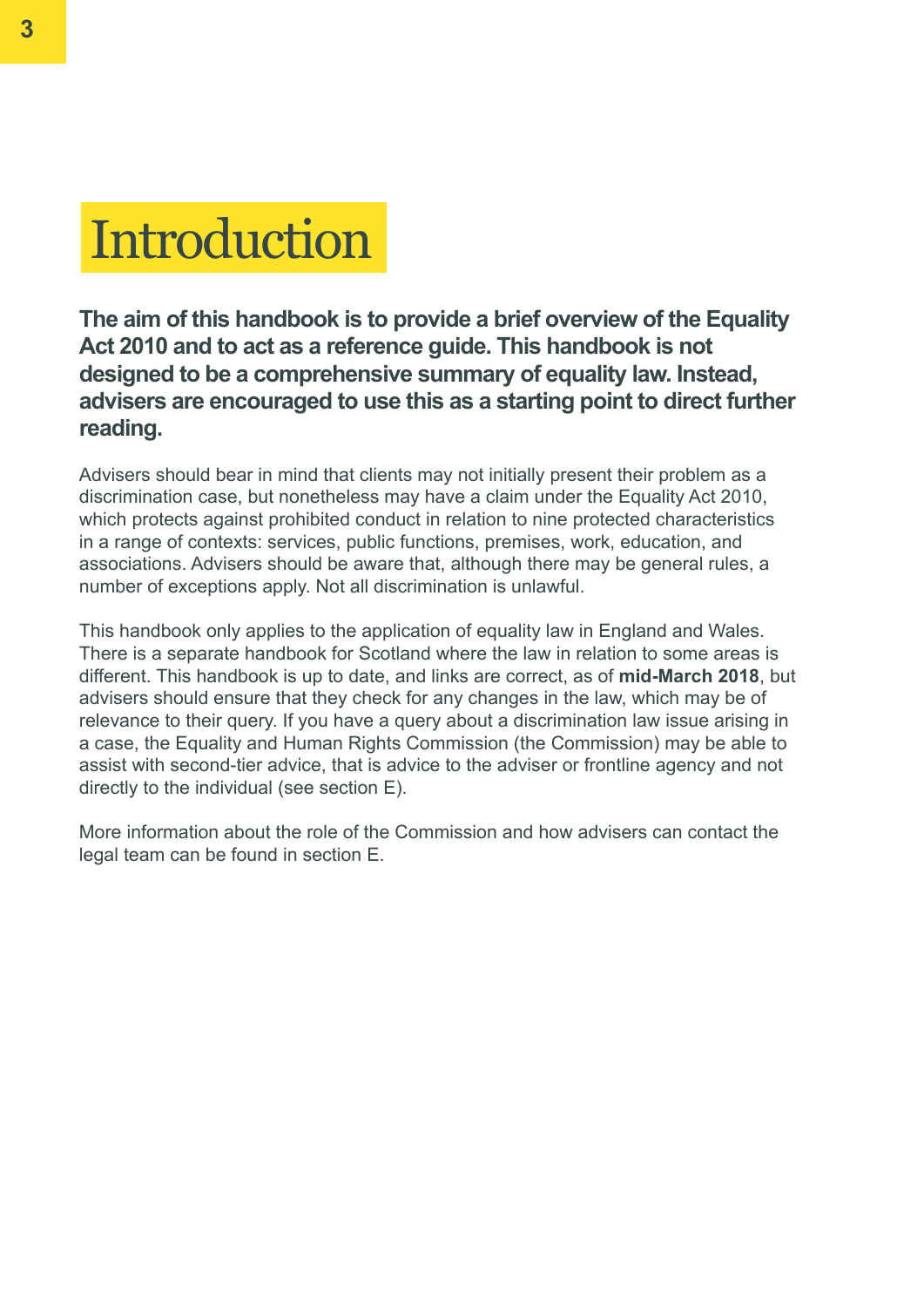# Introduction

**The aim of this handbook is to provide a brief overview of the Equality Act 2010 and to act as a reference guide. This handbook is not designed to be a comprehensive summary of equality law. Instead, advisers are encouraged to use this as a starting point to direct further reading.**

Advisers should bear in mind that clients may not initially present their problem as a discrimination case, but nonetheless may have a claim under the Equality Act 2010, which protects against prohibited conduct in relation to nine protected characteristics in a range of contexts: services, public functions, premises, work, education, and associations. Advisers should be aware that, although there may be general rules, a number of exceptions apply. Not all discrimination is unlawful.

This handbook only applies to the application of equality law in England and Wales. There is a separate handbook for Scotland where the law in relation to some areas is different. This handbook is up to date, and links are correct, as of **mid-March 2018**, but advisers should ensure that they check for any changes in the law, which may be of relevance to their query. If you have a query about a discrimination law issue arising in a case, the Equality and Human Rights Commission (the Commission) may be able to assist with second-tier advice, that is advice to the adviser or frontline agency and not directly to the individual (see section E).

More information about the role of the Commission and how advisers can contact the legal team can be found in section E.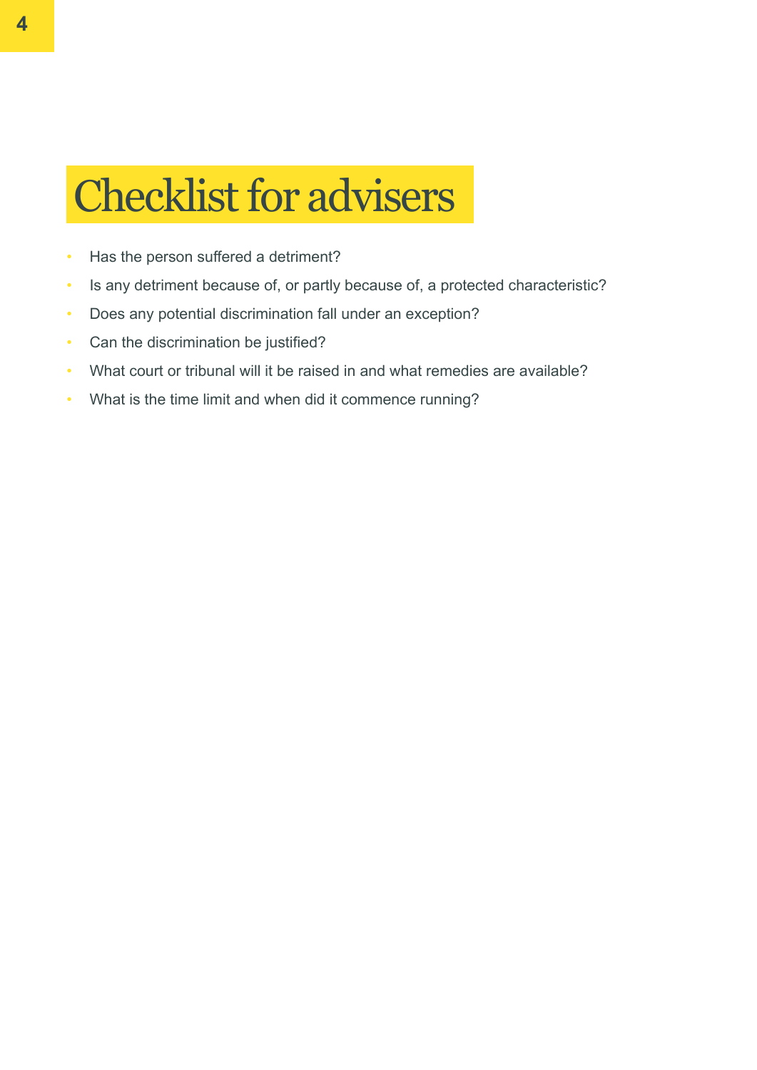# Checklist for advisers

- Has the person suffered a detriment?
- Is any detriment because of, or partly because of, a protected characteristic?
- Does any potential discrimination fall under an exception?
- Can the discrimination be justified?
- What court or tribunal will it be raised in and what remedies are available?
- What is the time limit and when did it commence running?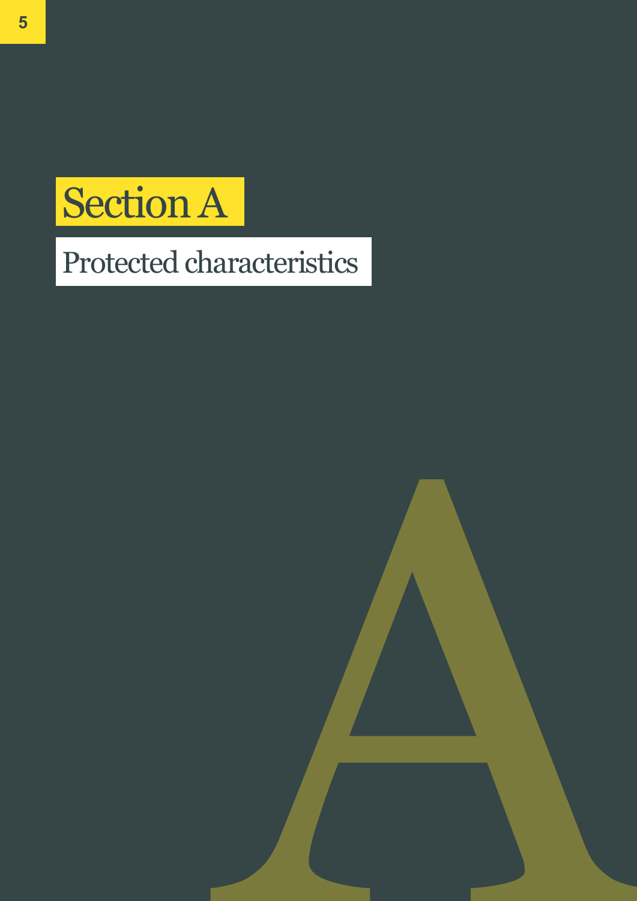# Section A

## Protected characteristics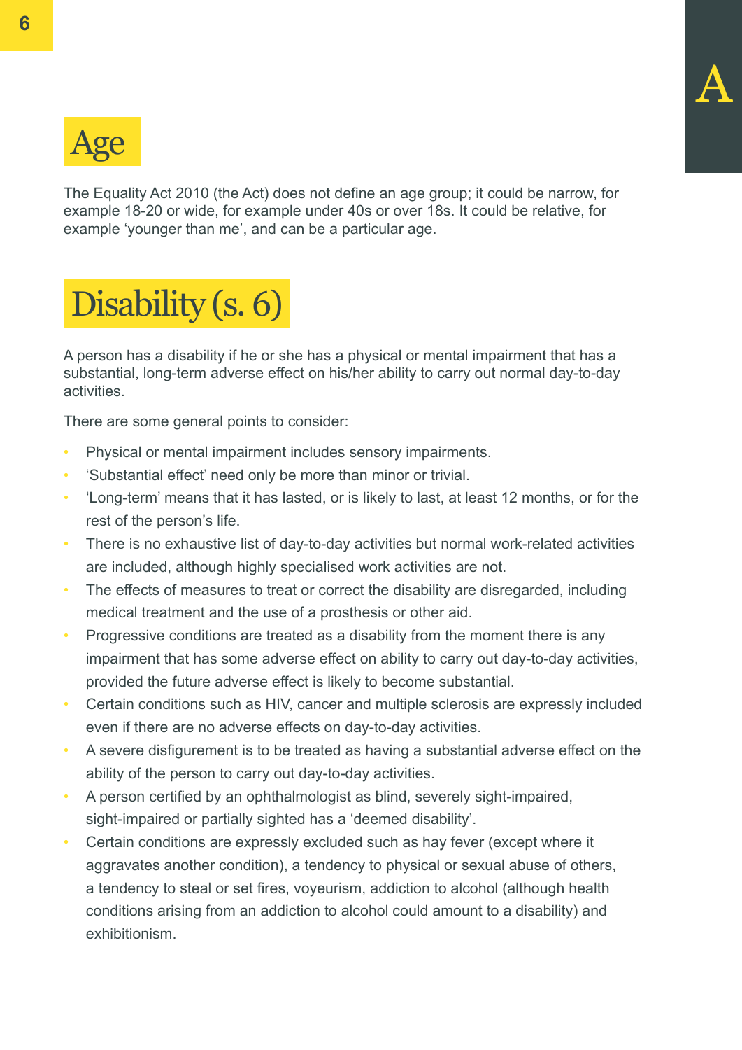## Age

The Equality Act 2010 (the Act) does not define an age group; it could be narrow, for example 18-20 or wide, for example under 40s or over 18s. It could be relative, for example 'younger than me', and can be a particular age.

## Disability (s. 6)

A person has a disability if he or she has a physical or mental impairment that has a substantial, long-term adverse effect on his/her ability to carry out normal day-to-day activities.

There are some general points to consider:

- Physical or mental impairment includes sensory impairments.
- 'Substantial effect' need only be more than minor or trivial.
- 'Long-term' means that it has lasted, or is likely to last, at least 12 months, or for the rest of the person's life.
- There is no exhaustive list of day-to-day activities but normal work-related activities are included, although highly specialised work activities are not.
- The effects of measures to treat or correct the disability are disregarded, including medical treatment and the use of a prosthesis or other aid.
- Progressive conditions are treated as a disability from the moment there is any impairment that has some adverse effect on ability to carry out day-to-day activities, provided the future adverse effect is likely to become substantial.
- Certain conditions such as HIV, cancer and multiple sclerosis are expressly included even if there are no adverse effects on day-to-day activities.
- A severe disfigurement is to be treated as having a substantial adverse effect on the ability of the person to carry out day-to-day activities.
- A person certified by an ophthalmologist as blind, severely sight-impaired, sight-impaired or partially sighted has a 'deemed disability'.
- Certain conditions are expressly excluded such as hay fever (except where it aggravates another condition), a tendency to physical or sexual abuse of others, a tendency to steal or set fires, voyeurism, addiction to alcohol (although health conditions arising from an addiction to alcohol could amount to a disability) and exhibitionism.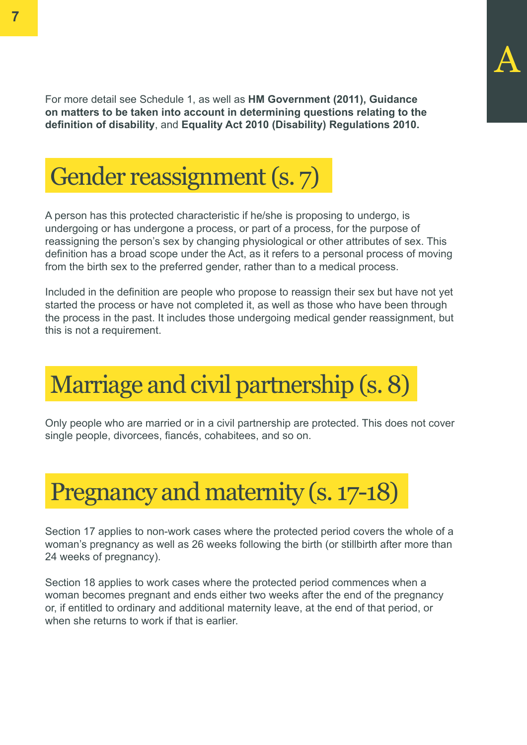For more detail see Schedule 1, as well as **HM Government (2011), Guidance on matters to be taken into account in determining questions relating to the definition of disability**, and **Equality Act 2010 (Disability) Regulations 2010.**

## Gender reassignment (s. 7)

A person has this protected characteristic if he/she is proposing to undergo, is undergoing or has undergone a process, or part of a process, for the purpose of reassigning the person's sex by changing physiological or other attributes of sex. This definition has a broad scope under the Act, as it refers to a personal process of moving from the birth sex to the preferred gender, rather than to a medical process.

Included in the definition are people who propose to reassign their sex but have not yet started the process or have not completed it, as well as those who have been through the process in the past. It includes those undergoing medical gender reassignment, but this is not a requirement.

## Marriage and civil partnership (s. 8)

Only people who are married or in a civil partnership are protected. This does not cover single people, divorcees, fiancés, cohabitees, and so on.

## Pregnancy and maternity (s. 17-18)

Section 17 applies to non-work cases where the protected period covers the whole of a woman's pregnancy as well as 26 weeks following the birth (or stillbirth after more than 24 weeks of pregnancy).

Section 18 applies to work cases where the protected period commences when a woman becomes pregnant and ends either two weeks after the end of the pregnancy or, if entitled to ordinary and additional maternity leave, at the end of that period, or when she returns to work if that is earlier.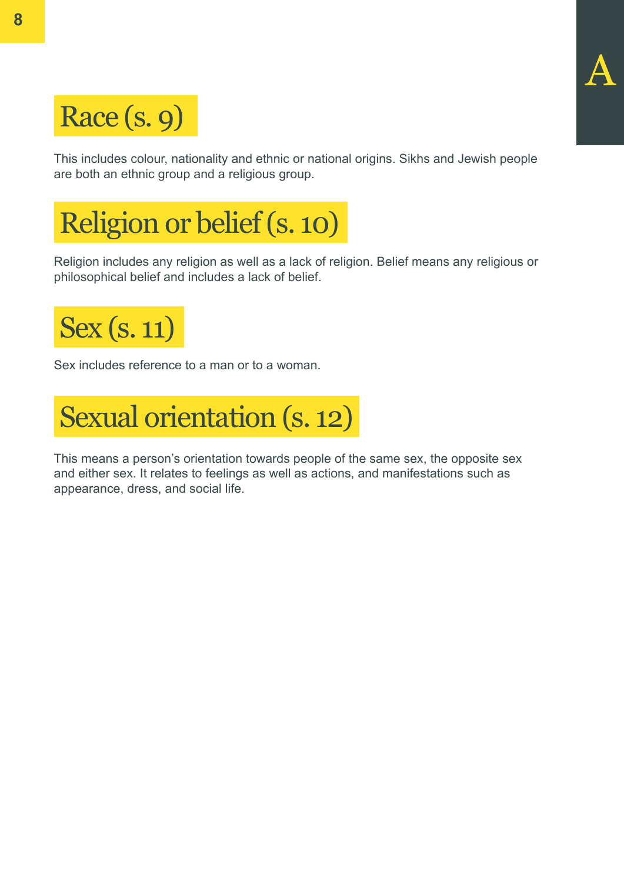## Race (s. 9)

This includes colour, nationality and ethnic or national origins. Sikhs and Jewish people are both an ethnic group and a religious group.

## Religion or belief (s. 10)

Religion includes any religion as well as a lack of religion. Belief means any religious or philosophical belief and includes a lack of belief.

## Sex (s. 11)

Sex includes reference to a man or to a woman.

## Sexual orientation (s. 12)

This means a person's orientation towards people of the same sex, the opposite sex and either sex. It relates to feelings as well as actions, and manifestations such as appearance, dress, and social life.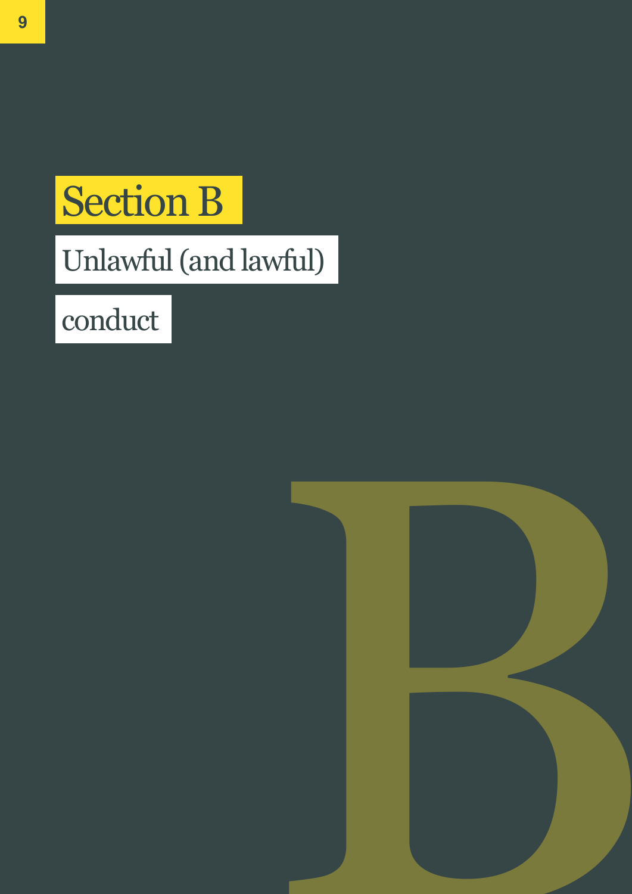# Section B

## Unlawful (and lawful) conduct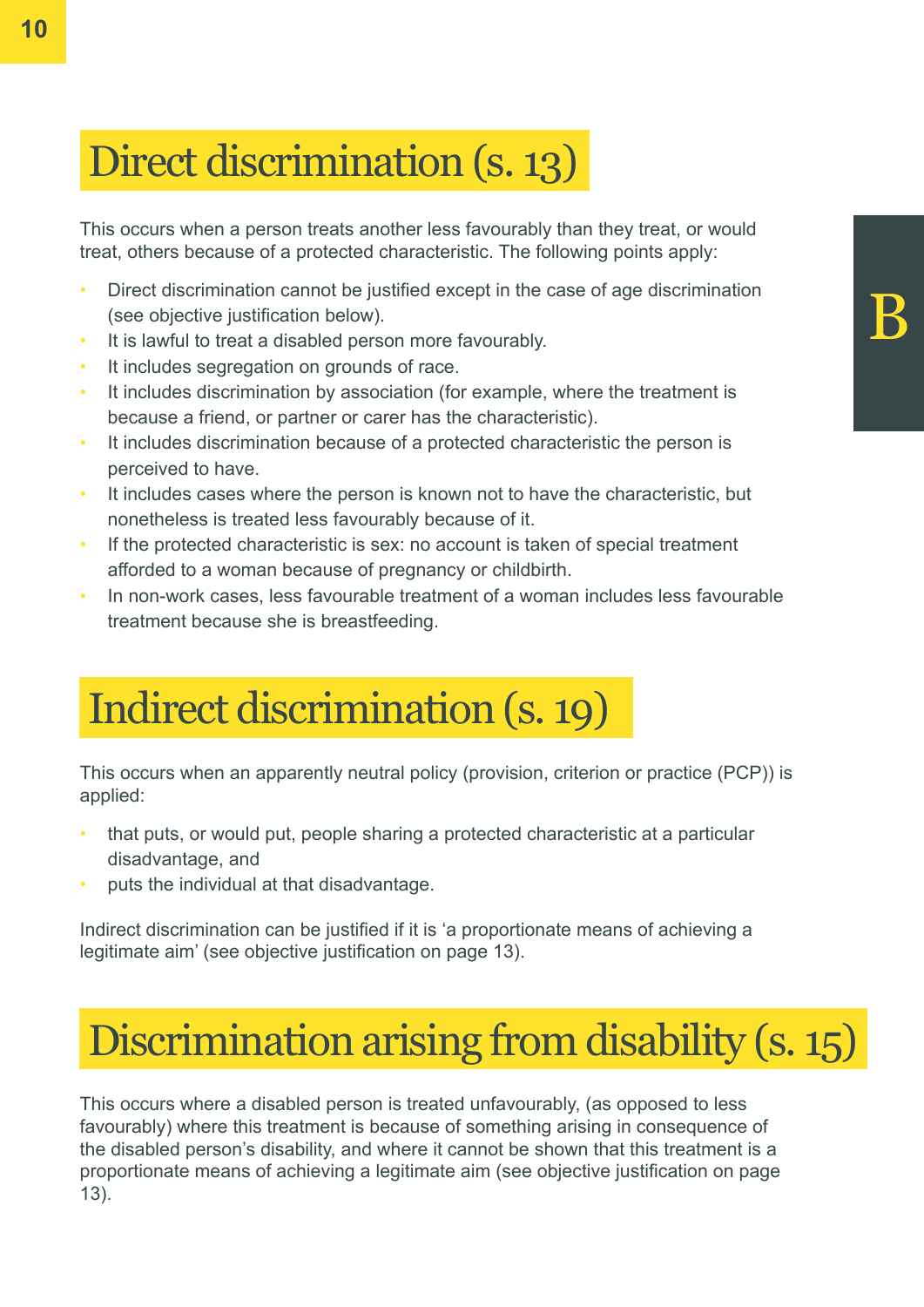## Direct discrimination (s. 13)

This occurs when a person treats another less favourably than they treat, or would treat, others because of a protected characteristic. The following points apply:

- Direct discrimination cannot be justified except in the case of age discrimination (see objective justification below).
- It is lawful to treat a disabled person more favourably.
- It includes segregation on grounds of race.
- It includes discrimination by association (for example, where the treatment is because a friend, or partner or carer has the characteristic).
- It includes discrimination because of a protected characteristic the person is perceived to have.
- It includes cases where the person is known not to have the characteristic, but nonetheless is treated less favourably because of it.
- If the protected characteristic is sex: no account is taken of special treatment afforded to a woman because of pregnancy or childbirth.
- In non-work cases, less favourable treatment of a woman includes less favourable treatment because she is breastfeeding.

## Indirect discrimination (s. 19)

This occurs when an apparently neutral policy (provision, criterion or practice (PCP)) is applied:

- that puts, or would put, people sharing a protected characteristic at a particular disadvantage, and
- puts the individual at that disadvantage.

Indirect discrimination can be justified if it is 'a proportionate means of achieving a legitimate aim' (see objective justification on page 13).

## Discrimination arising from disability (s. 15)

This occurs where a disabled person is treated unfavourably, (as opposed to less favourably) where this treatment is because of something arising in consequence of the disabled person's disability, and where it cannot be shown that this treatment is a proportionate means of achieving a legitimate aim (see objective justification on page 13).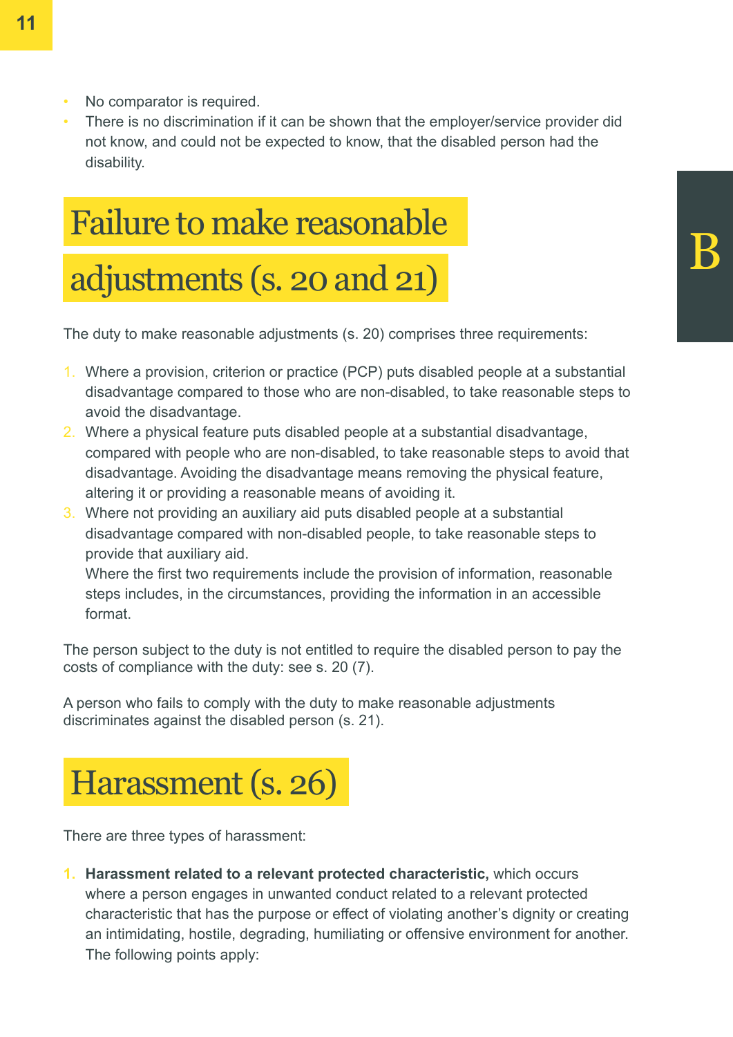- No comparator is required.
- There is no discrimination if it can be shown that the employer/service provider did not know, and could not be expected to know, that the disabled person had the disability.

# Failure to make reasonable adjustments (s. 20 and 21)

The duty to make reasonable adjustments (s. 20) comprises three requirements:

1. Where a provision, criterion or practice (PCP) puts disabled people at a substantial disadvantage compared to those who are non-disabled, to take reasonable steps to avoid the disadvantage.
2. Where a physical feature puts disabled people at a substantial disadvantage, compared with people who are non-disabled, to take reasonable steps to avoid that disadvantage. Avoiding the disadvantage means removing the physical feature, altering it or providing a reasonable means of avoiding it.
3. Where not providing an auxiliary aid puts disabled people at a substantial disadvantage compared with non-disabled people, to take reasonable steps to provide that auxiliary aid.
   Where the first two requirements include the provision of information, reasonable steps includes, in the circumstances, providing the information in an accessible format.

The person subject to the duty is not entitled to require the disabled person to pay the costs of compliance with the duty: see s. 20 (7).

A person who fails to comply with the duty to make reasonable adjustments discriminates against the disabled person (s. 21).

# Harassment (s. 26)

There are three types of harassment:

1. **Harassment related to a relevant protected characteristic,** which occurs where a person engages in unwanted conduct related to a relevant protected characteristic that has the purpose or effect of violating another's dignity or creating an intimidating, hostile, degrading, humiliating or offensive environment for another. The following points apply: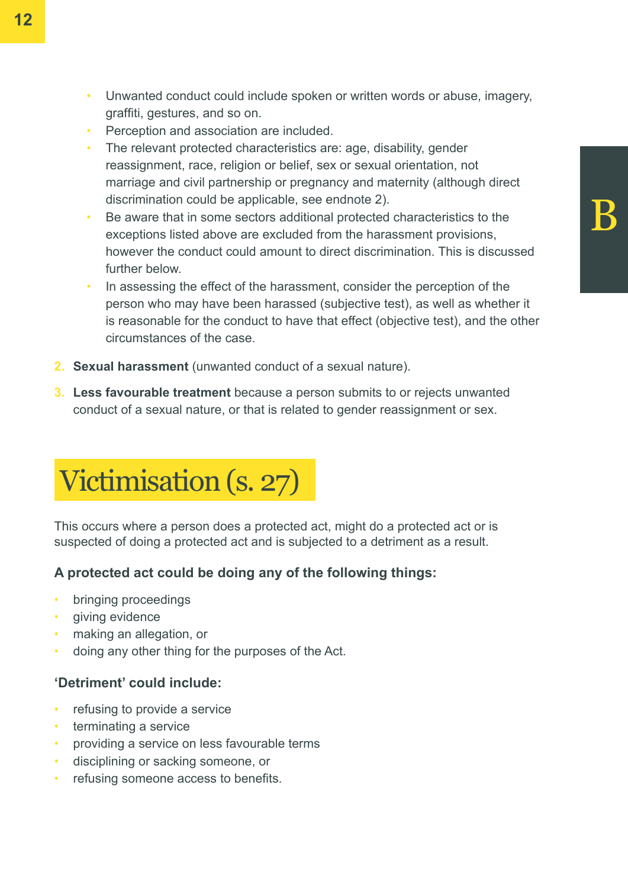- Unwanted conduct could include spoken or written words or abuse, imagery, graffiti, gestures, and so on.
- Perception and association are included.
- The relevant protected characteristics are: age, disability, gender reassignment, race, religion or belief, sex or sexual orientation, not marriage and civil partnership or pregnancy and maternity (although direct discrimination could be applicable, see endnote 2).
- Be aware that in some sectors additional protected characteristics to the exceptions listed above are excluded from the harassment provisions, however the conduct could amount to direct discrimination. This is discussed further below.
- In assessing the effect of the harassment, consider the perception of the person who may have been harassed (subjective test), as well as whether it is reasonable for the conduct to have that effect (objective test), and the other circumstances of the case.

2. **Sexual harassment** (unwanted conduct of a sexual nature).
3. **Less favourable treatment** because a person submits to or rejects unwanted conduct of a sexual nature, or that is related to gender reassignment or sex.

# Victimisation (s. 27)

This occurs where a person does a protected act, might do a protected act or is suspected of doing a protected act and is subjected to a detriment as a result.

### A protected act could be doing any of the following things:

- bringing proceedings
- giving evidence
- making an allegation, or
- doing any other thing for the purposes of the Act.

### 'Detriment' could include:

- refusing to provide a service
- terminating a service
- providing a service on less favourable terms
- disciplining or sacking someone, or
- refusing someone access to benefits.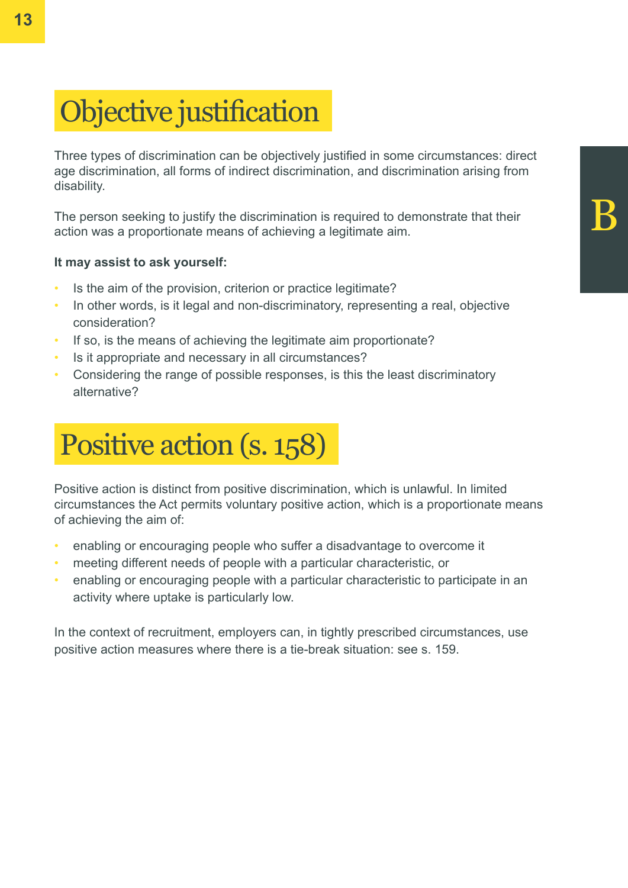# Objective justification

Three types of discrimination can be objectively justified in some circumstances: direct age discrimination, all forms of indirect discrimination, and discrimination arising from disability.

The person seeking to justify the discrimination is required to demonstrate that their action was a proportionate means of achieving a legitimate aim.

**It may assist to ask yourself:**

- Is the aim of the provision, criterion or practice legitimate?
- In other words, is it legal and non-discriminatory, representing a real, objective consideration?
- If so, is the means of achieving the legitimate aim proportionate?
- Is it appropriate and necessary in all circumstances?
- Considering the range of possible responses, is this the least discriminatory alternative?

# Positive action (s. 158)

Positive action is distinct from positive discrimination, which is unlawful. In limited circumstances the Act permits voluntary positive action, which is a proportionate means of achieving the aim of:

- enabling or encouraging people who suffer a disadvantage to overcome it
- meeting different needs of people with a particular characteristic, or
- enabling or encouraging people with a particular characteristic to participate in an activity where uptake is particularly low.

In the context of recruitment, employers can, in tightly prescribed circumstances, use positive action measures where there is a tie-break situation: see s. 159.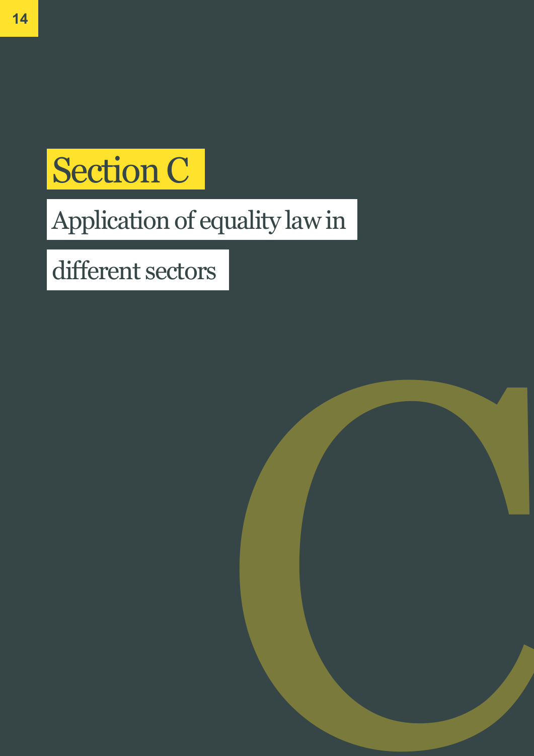# Section C

## Application of equality law in different sectors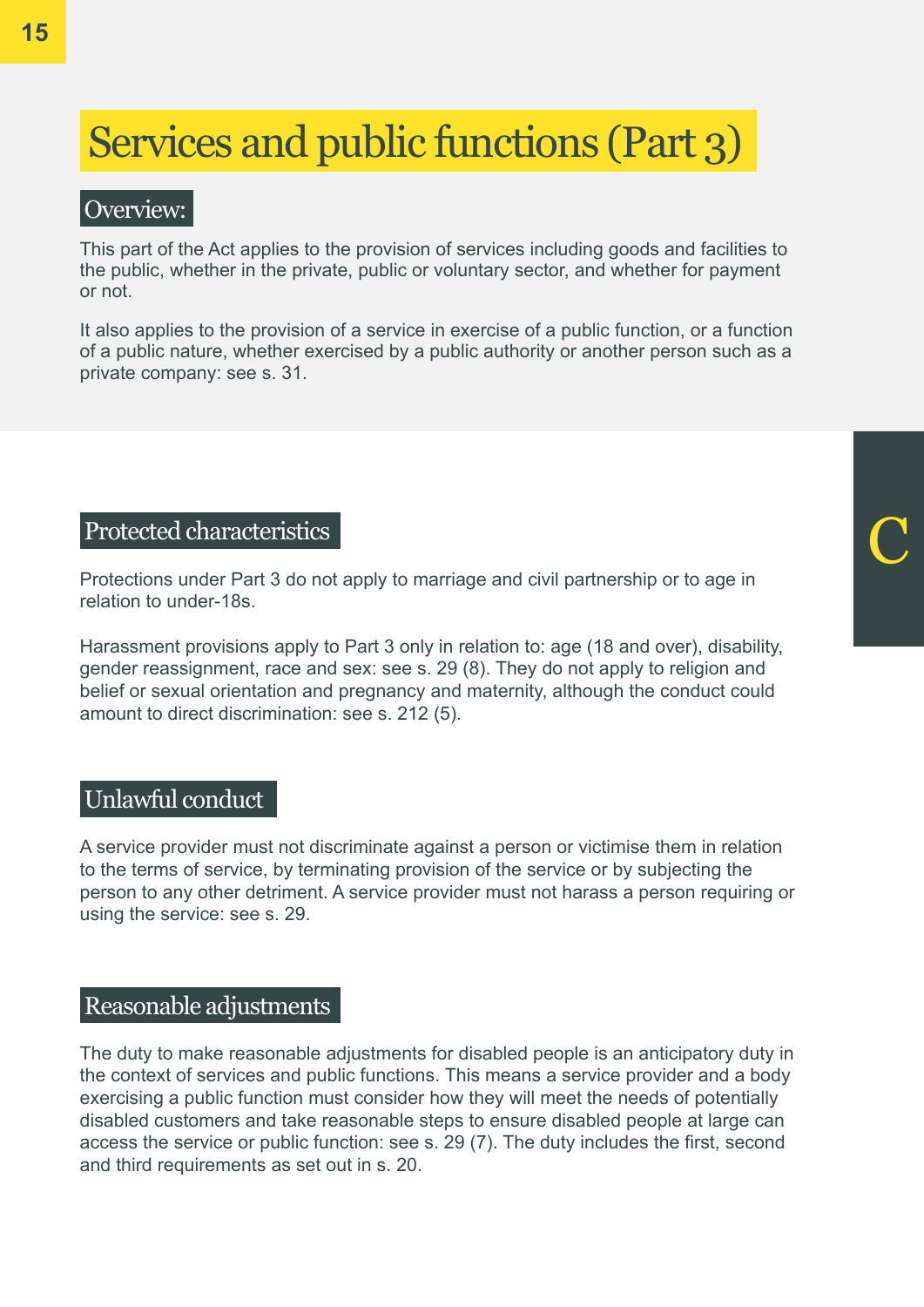# Services and public functions (Part 3)

## Overview:

This part of the Act applies to the provision of services including goods and facilities to the public, whether in the private, public or voluntary sector, and whether for payment or not.

It also applies to the provision of a service in exercise of a public function, or a function of a public nature, whether exercised by a public authority or another person such as a private company: see s. 31.

## Protected characteristics

Protections under Part 3 do not apply to marriage and civil partnership or to age in relation to under-18s.

Harassment provisions apply to Part 3 only in relation to: age (18 and over), disability, gender reassignment, race and sex: see s. 29 (8). They do not apply to religion and belief or sexual orientation and pregnancy and maternity, although the conduct could amount to direct discrimination: see s. 212 (5).

## Unlawful conduct

A service provider must not discriminate against a person or victimise them in relation to the terms of service, by terminating provision of the service or by subjecting the person to any other detriment. A service provider must not harass a person requiring or using the service: see s. 29.

## Reasonable adjustments

The duty to make reasonable adjustments for disabled people is an anticipatory duty in the context of services and public functions. This means a service provider and a body exercising a public function must consider how they will meet the needs of potentially disabled customers and take reasonable steps to ensure disabled people at large can access the service or public function: see s. 29 (7). The duty includes the first, second and third requirements as set out in s. 20.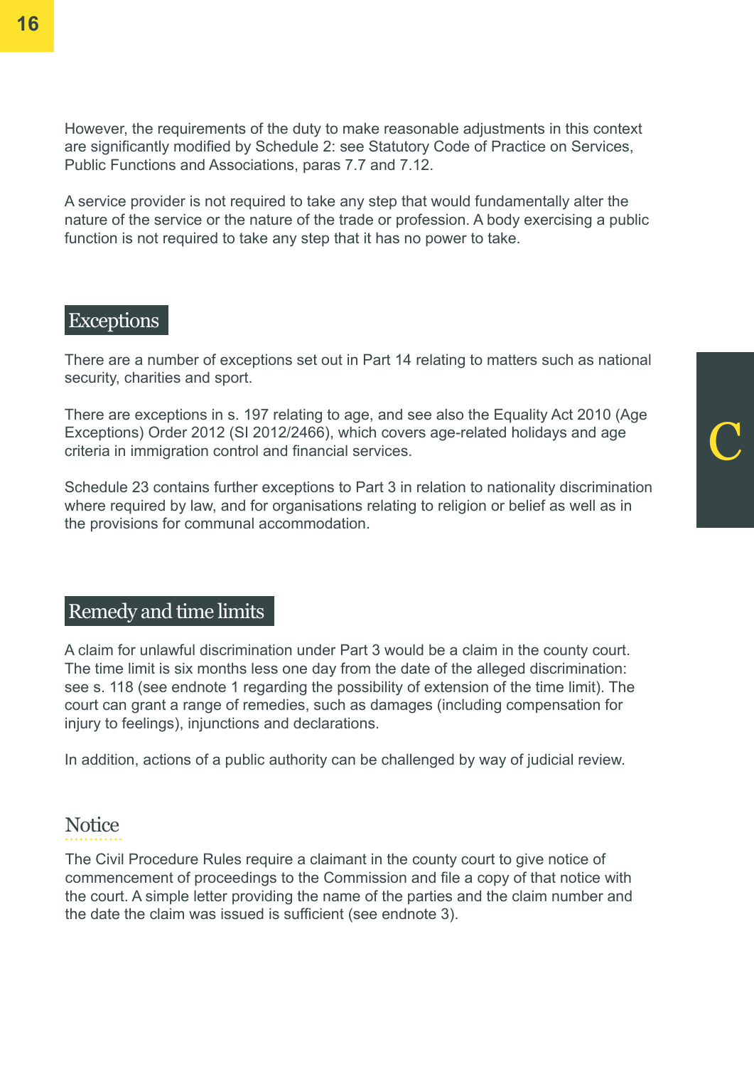However, the requirements of the duty to make reasonable adjustments in this context are significantly modified by Schedule 2: see Statutory Code of Practice on Services, Public Functions and Associations, paras 7.7 and 7.12.

A service provider is not required to take any step that would fundamentally alter the nature of the service or the nature of the trade or profession. A body exercising a public function is not required to take any step that it has no power to take.

## Exceptions

There are a number of exceptions set out in Part 14 relating to matters such as national security, charities and sport.

There are exceptions in s. 197 relating to age, and see also the Equality Act 2010 (Age Exceptions) Order 2012 (SI 2012/2466), which covers age-related holidays and age criteria in immigration control and financial services.

Schedule 23 contains further exceptions to Part 3 in relation to nationality discrimination where required by law, and for organisations relating to religion or belief as well as in the provisions for communal accommodation.

## Remedy and time limits

A claim for unlawful discrimination under Part 3 would be a claim in the county court. The time limit is six months less one day from the date of the alleged discrimination: see s. 118 (see endnote 1 regarding the possibility of extension of the time limit). The court can grant a range of remedies, such as damages (including compensation for injury to feelings), injunctions and declarations.

In addition, actions of a public authority can be challenged by way of judicial review.

### Notice

The Civil Procedure Rules require a claimant in the county court to give notice of commencement of proceedings to the Commission and file a copy of that notice with the court. A simple letter providing the name of the parties and the claim number and the date the claim was issued is sufficient (see endnote 3).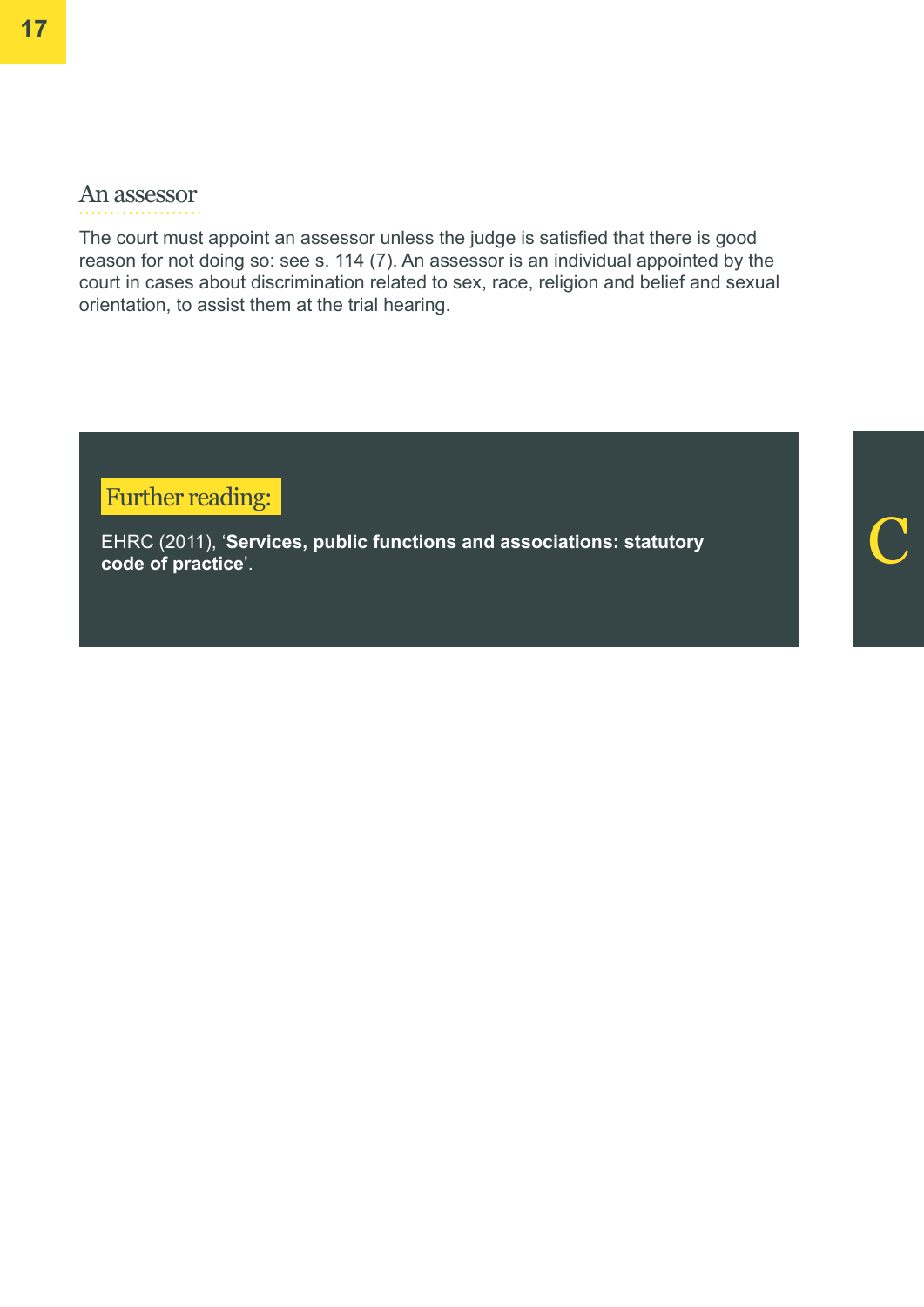## An assessor

The court must appoint an assessor unless the judge is satisfied that there is good reason for not doing so: see s. 114 (7). An assessor is an individual appointed by the court in cases about discrimination related to sex, race, religion and belief and sexual orientation, to assist them at the trial hearing.

### Further reading:

EHRC (2011), '**Services, public functions and associations: statutory code of practice**'.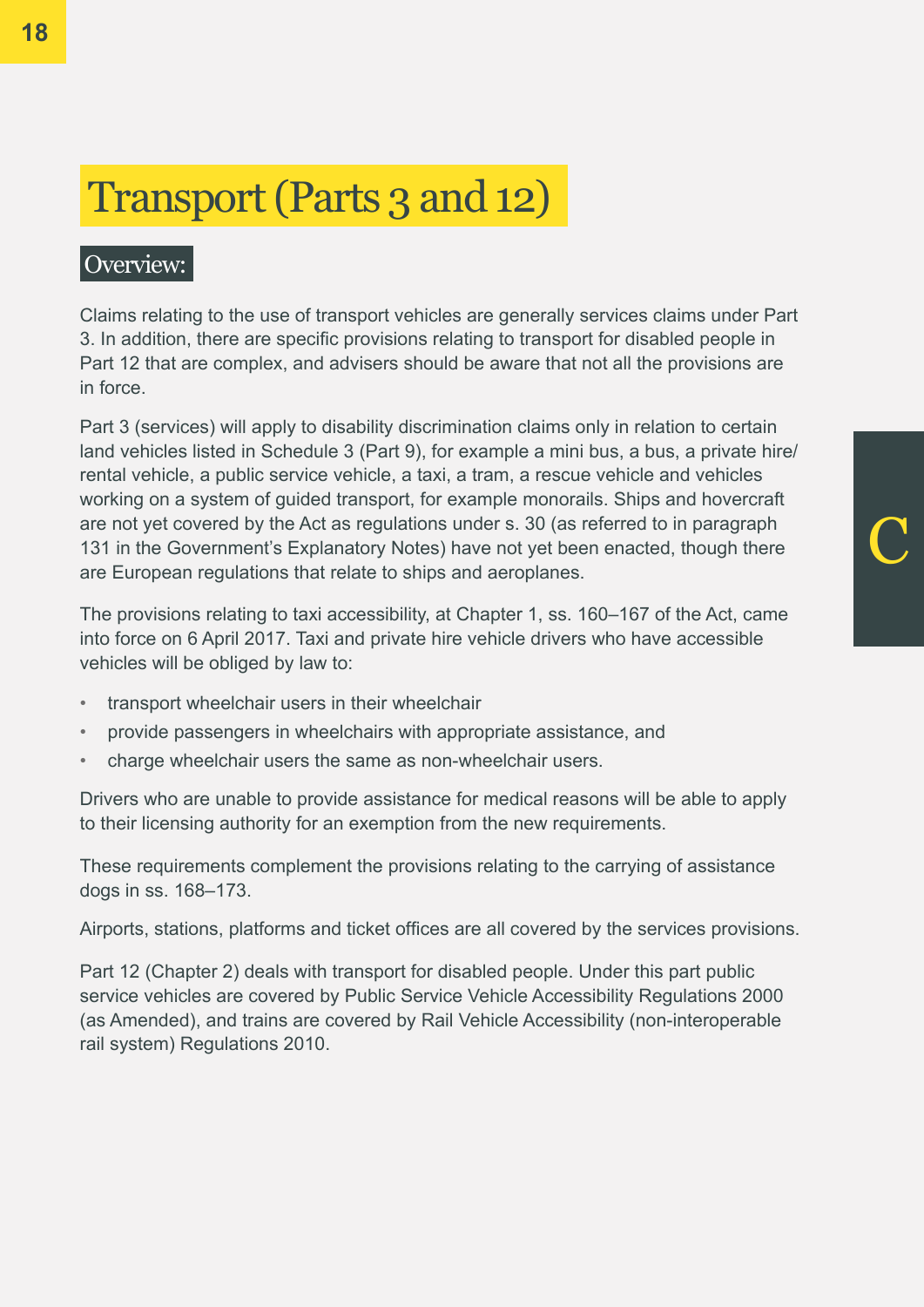# Transport (Parts 3 and 12)

## Overview:

Claims relating to the use of transport vehicles are generally services claims under Part 3. In addition, there are specific provisions relating to transport for disabled people in Part 12 that are complex, and advisers should be aware that not all the provisions are in force.

Part 3 (services) will apply to disability discrimination claims only in relation to certain land vehicles listed in Schedule 3 (Part 9), for example a mini bus, a bus, a private hire/ rental vehicle, a public service vehicle, a taxi, a tram, a rescue vehicle and vehicles working on a system of guided transport, for example monorails. Ships and hovercraft are not yet covered by the Act as regulations under s. 30 (as referred to in paragraph 131 in the Government's Explanatory Notes) have not yet been enacted, though there are European regulations that relate to ships and aeroplanes.

The provisions relating to taxi accessibility, at Chapter 1, ss. 160–167 of the Act, came into force on 6 April 2017. Taxi and private hire vehicle drivers who have accessible vehicles will be obliged by law to:

- transport wheelchair users in their wheelchair
- provide passengers in wheelchairs with appropriate assistance, and
- charge wheelchair users the same as non-wheelchair users.

Drivers who are unable to provide assistance for medical reasons will be able to apply to their licensing authority for an exemption from the new requirements.

These requirements complement the provisions relating to the carrying of assistance dogs in ss. 168–173.

Airports, stations, platforms and ticket offices are all covered by the services provisions.

Part 12 (Chapter 2) deals with transport for disabled people. Under this part public service vehicles are covered by Public Service Vehicle Accessibility Regulations 2000 (as Amended), and trains are covered by Rail Vehicle Accessibility (non-interoperable rail system) Regulations 2010.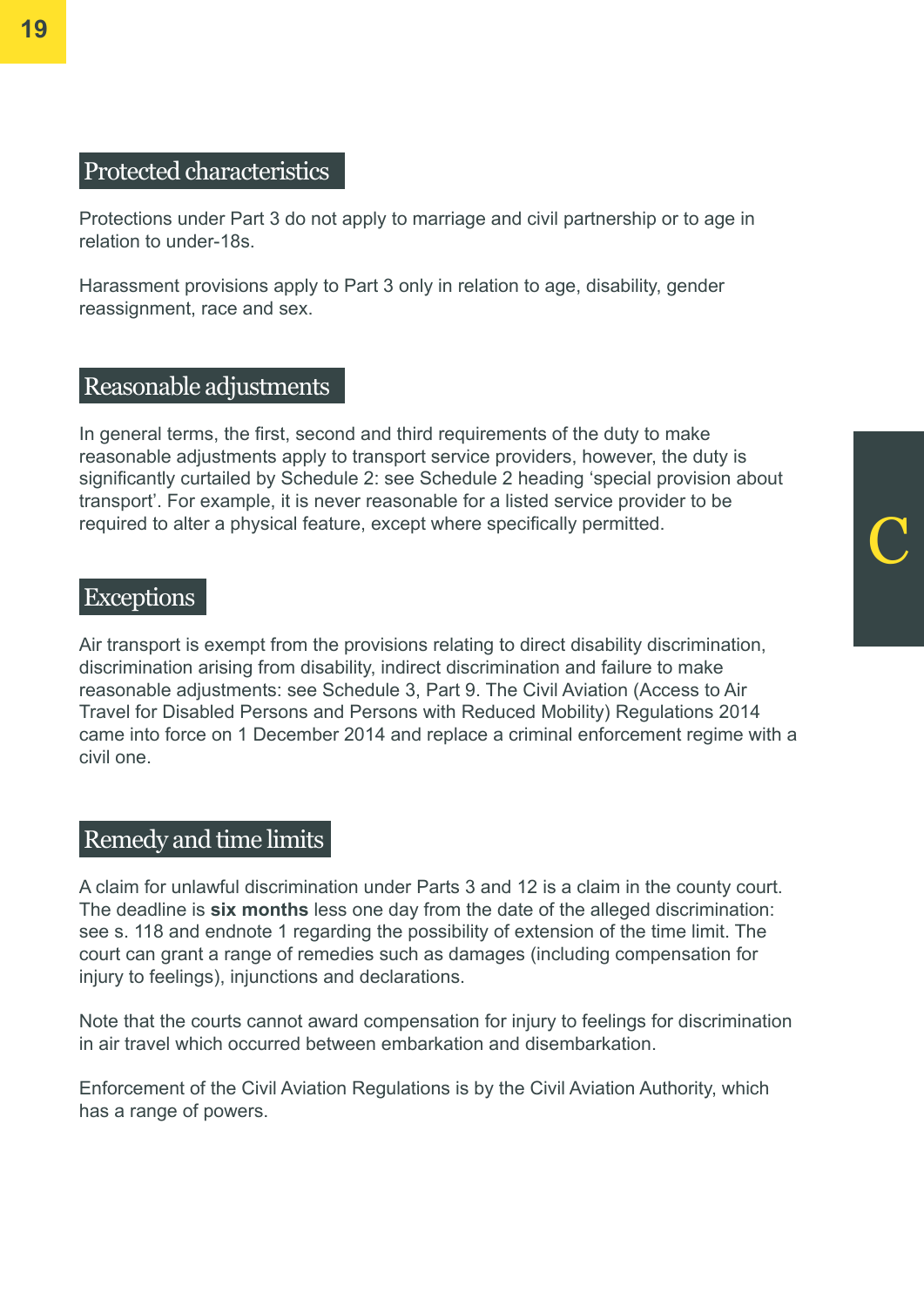## Protected characteristics

Protections under Part 3 do not apply to marriage and civil partnership or to age in relation to under-18s.

Harassment provisions apply to Part 3 only in relation to age, disability, gender reassignment, race and sex.

## Reasonable adjustments

In general terms, the first, second and third requirements of the duty to make reasonable adjustments apply to transport service providers, however, the duty is significantly curtailed by Schedule 2: see Schedule 2 heading 'special provision about transport'. For example, it is never reasonable for a listed service provider to be required to alter a physical feature, except where specifically permitted.

## Exceptions

Air transport is exempt from the provisions relating to direct disability discrimination, discrimination arising from disability, indirect discrimination and failure to make reasonable adjustments: see Schedule 3, Part 9. The Civil Aviation (Access to Air Travel for Disabled Persons and Persons with Reduced Mobility) Regulations 2014 came into force on 1 December 2014 and replace a criminal enforcement regime with a civil one.

## Remedy and time limits

A claim for unlawful discrimination under Parts 3 and 12 is a claim in the county court. The deadline is **six months** less one day from the date of the alleged discrimination: see s. 118 and endnote 1 regarding the possibility of extension of the time limit. The court can grant a range of remedies such as damages (including compensation for injury to feelings), injunctions and declarations.

Note that the courts cannot award compensation for injury to feelings for discrimination in air travel which occurred between embarkation and disembarkation.

Enforcement of the Civil Aviation Regulations is by the Civil Aviation Authority, which has a range of powers.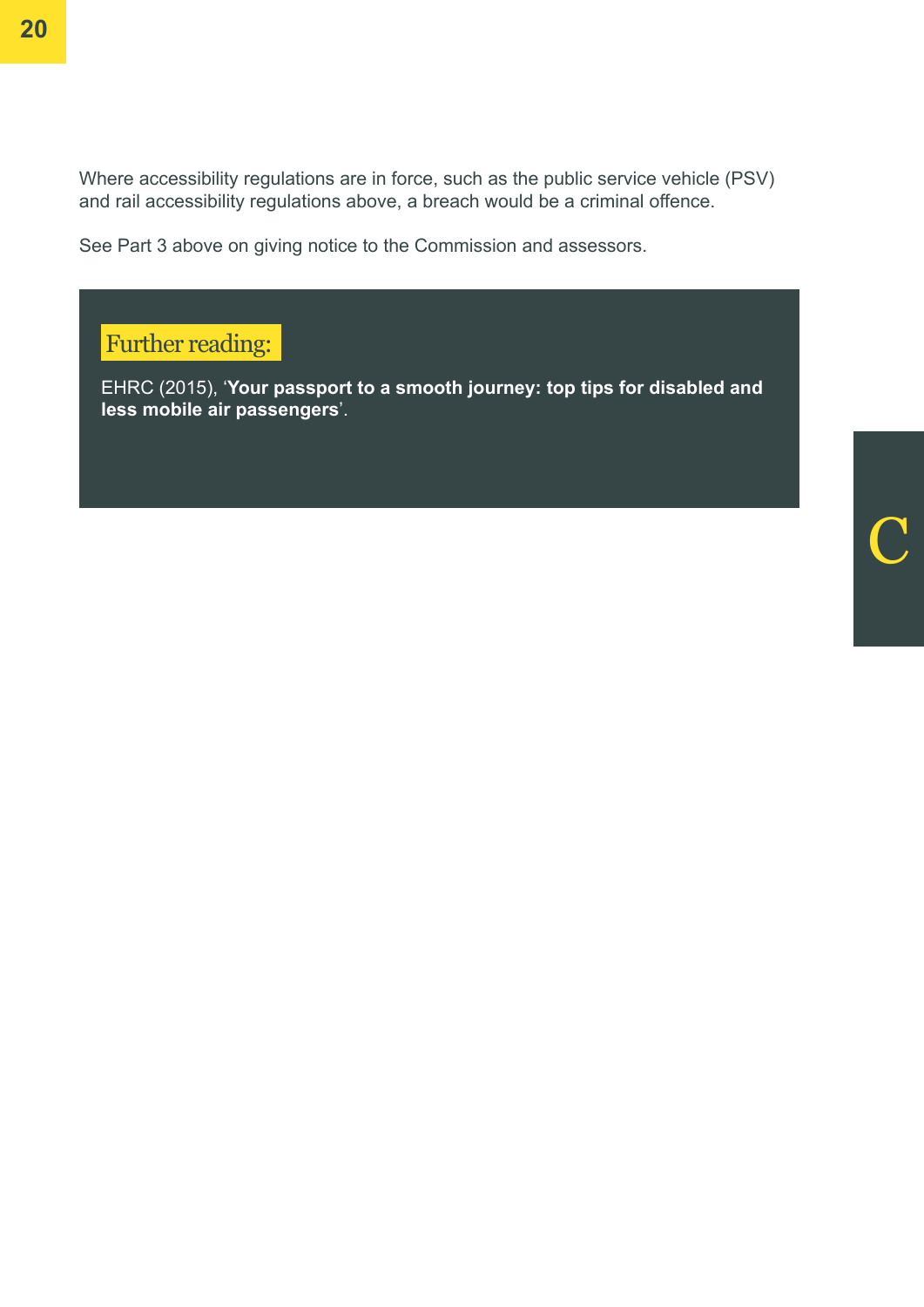Where accessibility regulations are in force, such as the public service vehicle (PSV) and rail accessibility regulations above, a breach would be a criminal offence.

See Part 3 above on giving notice to the Commission and assessors.

### Further reading:

EHRC (2015), '**Your passport to a smooth journey: top tips for disabled and less mobile air passengers**'.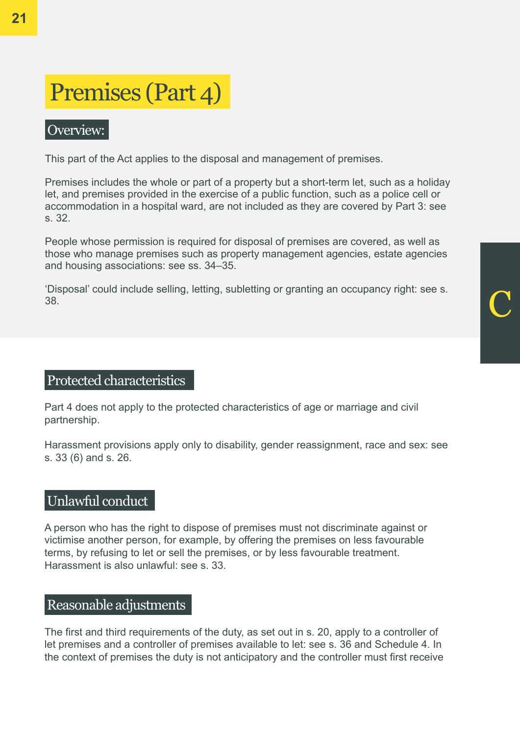# Premises (Part 4)

## Overview:

This part of the Act applies to the disposal and management of premises.

Premises includes the whole or part of a property but a short-term let, such as a holiday let, and premises provided in the exercise of a public function, such as a police cell or accommodation in a hospital ward, are not included as they are covered by Part 3: see s. 32.

People whose permission is required for disposal of premises are covered, as well as those who manage premises such as property management agencies, estate agencies and housing associations: see ss. 34–35.

'Disposal' could include selling, letting, subletting or granting an occupancy right: see s. 38.

## Protected characteristics

Part 4 does not apply to the protected characteristics of age or marriage and civil partnership.

Harassment provisions apply only to disability, gender reassignment, race and sex: see s. 33 (6) and s. 26.

## Unlawful conduct

A person who has the right to dispose of premises must not discriminate against or victimise another person, for example, by offering the premises on less favourable terms, by refusing to let or sell the premises, or by less favourable treatment. Harassment is also unlawful: see s. 33.

## Reasonable adjustments

The first and third requirements of the duty, as set out in s. 20, apply to a controller of let premises and a controller of premises available to let: see s. 36 and Schedule 4. In the context of premises the duty is not anticipatory and the controller must first receive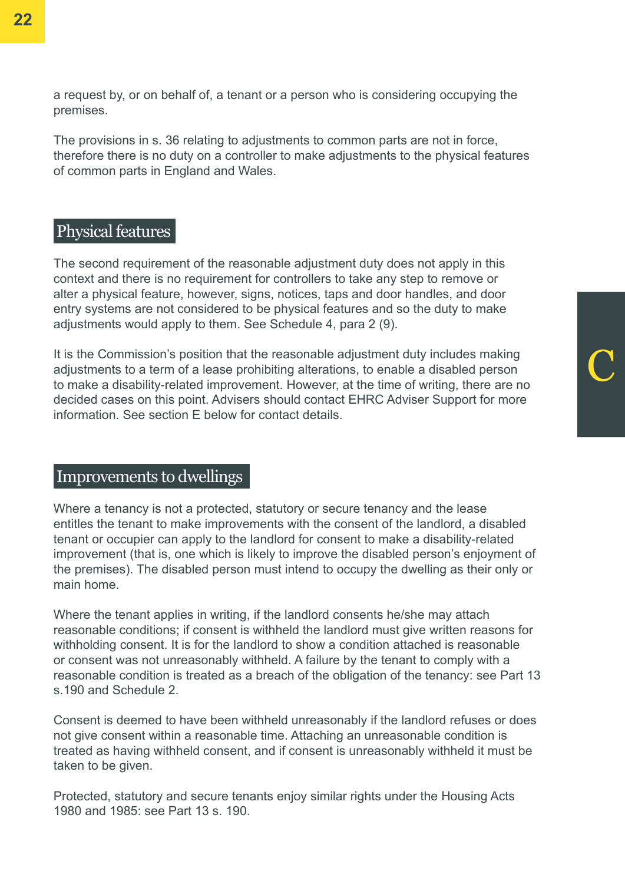a request by, or on behalf of, a tenant or a person who is considering occupying the premises.

The provisions in s. 36 relating to adjustments to common parts are not in force, therefore there is no duty on a controller to make adjustments to the physical features of common parts in England and Wales.

## Physical features

The second requirement of the reasonable adjustment duty does not apply in this context and there is no requirement for controllers to take any step to remove or alter a physical feature, however, signs, notices, taps and door handles, and door entry systems are not considered to be physical features and so the duty to make adjustments would apply to them. See Schedule 4, para 2 (9).

It is the Commission's position that the reasonable adjustment duty includes making adjustments to a term of a lease prohibiting alterations, to enable a disabled person to make a disability-related improvement. However, at the time of writing, there are no decided cases on this point. Advisers should contact EHRC Adviser Support for more information. See section E below for contact details.

## Improvements to dwellings

Where a tenancy is not a protected, statutory or secure tenancy and the lease entitles the tenant to make improvements with the consent of the landlord, a disabled tenant or occupier can apply to the landlord for consent to make a disability-related improvement (that is, one which is likely to improve the disabled person's enjoyment of the premises). The disabled person must intend to occupy the dwelling as their only or main home.

Where the tenant applies in writing, if the landlord consents he/she may attach reasonable conditions; if consent is withheld the landlord must give written reasons for withholding consent. It is for the landlord to show a condition attached is reasonable or consent was not unreasonably withheld. A failure by the tenant to comply with a reasonable condition is treated as a breach of the obligation of the tenancy: see Part 13 s.190 and Schedule 2.

Consent is deemed to have been withheld unreasonably if the landlord refuses or does not give consent within a reasonable time. Attaching an unreasonable condition is treated as having withheld consent, and if consent is unreasonably withheld it must be taken to be given.

Protected, statutory and secure tenants enjoy similar rights under the Housing Acts 1980 and 1985: see Part 13 s. 190.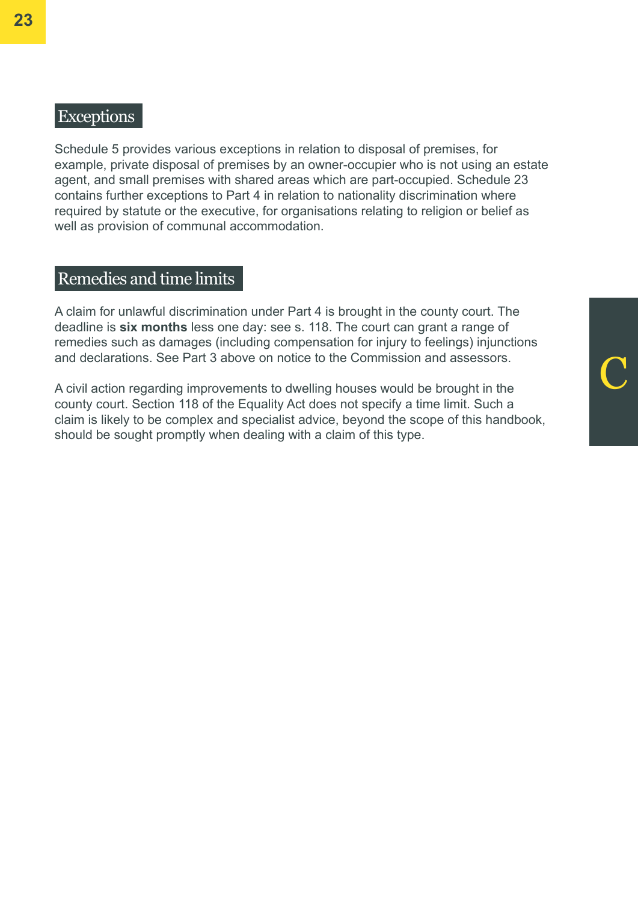## Exceptions

Schedule 5 provides various exceptions in relation to disposal of premises, for example, private disposal of premises by an owner-occupier who is not using an estate agent, and small premises with shared areas which are part-occupied. Schedule 23 contains further exceptions to Part 4 in relation to nationality discrimination where required by statute or the executive, for organisations relating to religion or belief as well as provision of communal accommodation.

## Remedies and time limits

A claim for unlawful discrimination under Part 4 is brought in the county court. The deadline is **six months** less one day: see s. 118. The court can grant a range of remedies such as damages (including compensation for injury to feelings) injunctions and declarations. See Part 3 above on notice to the Commission and assessors.

A civil action regarding improvements to dwelling houses would be brought in the county court. Section 118 of the Equality Act does not specify a time limit. Such a claim is likely to be complex and specialist advice, beyond the scope of this handbook, should be sought promptly when dealing with a claim of this type.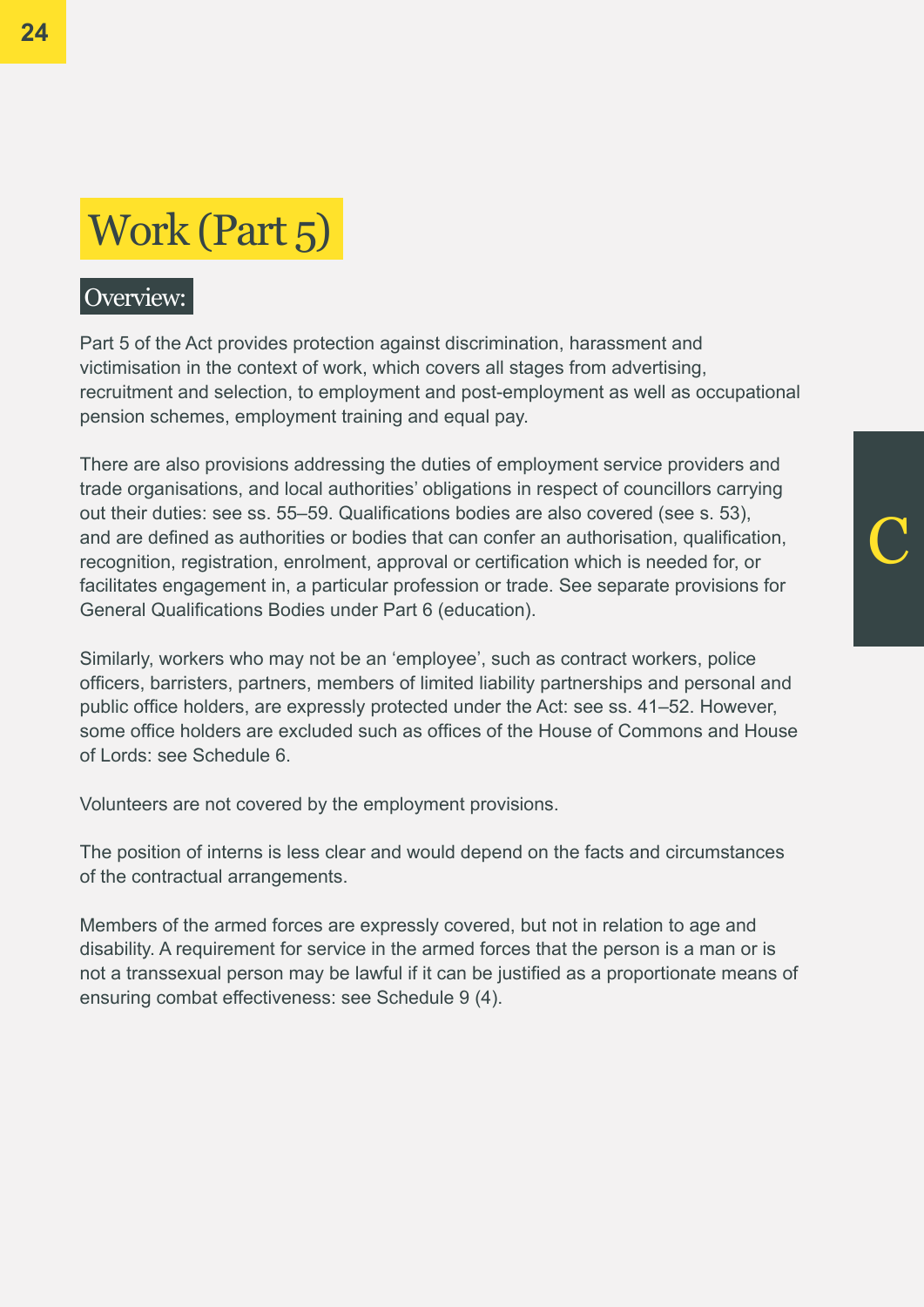# Work (Part 5)

## Overview:

Part 5 of the Act provides protection against discrimination, harassment and victimisation in the context of work, which covers all stages from advertising, recruitment and selection, to employment and post-employment as well as occupational pension schemes, employment training and equal pay.

There are also provisions addressing the duties of employment service providers and trade organisations, and local authorities' obligations in respect of councillors carrying out their duties: see ss. 55–59. Qualifications bodies are also covered (see s. 53), and are defined as authorities or bodies that can confer an authorisation, qualification, recognition, registration, enrolment, approval or certification which is needed for, or facilitates engagement in, a particular profession or trade. See separate provisions for General Qualifications Bodies under Part 6 (education).

Similarly, workers who may not be an 'employee', such as contract workers, police officers, barristers, partners, members of limited liability partnerships and personal and public office holders, are expressly protected under the Act: see ss. 41–52. However, some office holders are excluded such as offices of the House of Commons and House of Lords: see Schedule 6.

Volunteers are not covered by the employment provisions.

The position of interns is less clear and would depend on the facts and circumstances of the contractual arrangements.

Members of the armed forces are expressly covered, but not in relation to age and disability. A requirement for service in the armed forces that the person is a man or is not a transsexual person may be lawful if it can be justified as a proportionate means of ensuring combat effectiveness: see Schedule 9 (4).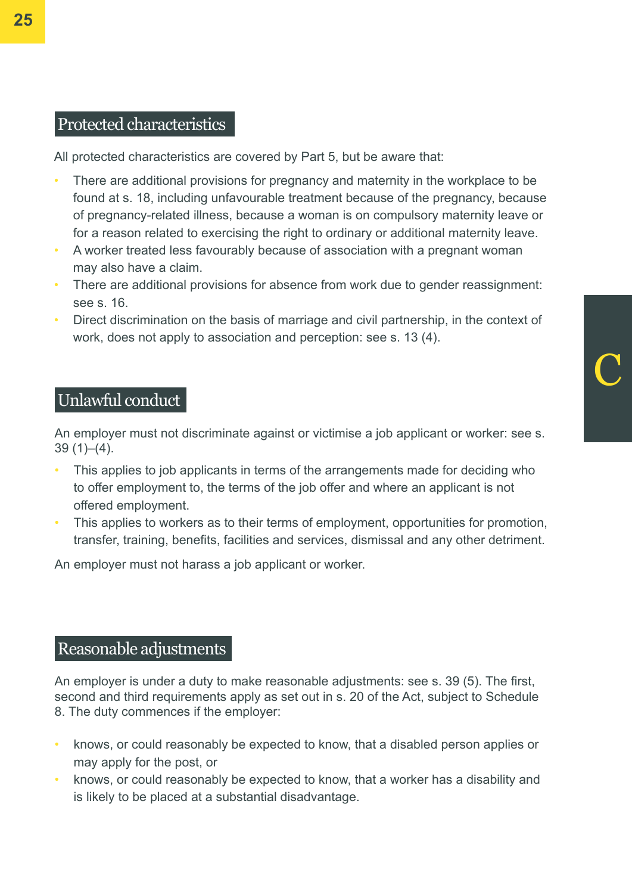## Protected characteristics

All protected characteristics are covered by Part 5, but be aware that:

- There are additional provisions for pregnancy and maternity in the workplace to be found at s. 18, including unfavourable treatment because of the pregnancy, because of pregnancy-related illness, because a woman is on compulsory maternity leave or for a reason related to exercising the right to ordinary or additional maternity leave.
- A worker treated less favourably because of association with a pregnant woman may also have a claim.
- There are additional provisions for absence from work due to gender reassignment: see s. 16.
- Direct discrimination on the basis of marriage and civil partnership, in the context of work, does not apply to association and perception: see s. 13 (4).

## Unlawful conduct

An employer must not discriminate against or victimise a job applicant or worker: see s. 39 (1)–(4).

- This applies to job applicants in terms of the arrangements made for deciding who to offer employment to, the terms of the job offer and where an applicant is not offered employment.
- This applies to workers as to their terms of employment, opportunities for promotion, transfer, training, benefits, facilities and services, dismissal and any other detriment.

An employer must not harass a job applicant or worker.

## Reasonable adjustments

An employer is under a duty to make reasonable adjustments: see s. 39 (5). The first, second and third requirements apply as set out in s. 20 of the Act, subject to Schedule 8. The duty commences if the employer:

- knows, or could reasonably be expected to know, that a disabled person applies or may apply for the post, or
- knows, or could reasonably be expected to know, that a worker has a disability and is likely to be placed at a substantial disadvantage.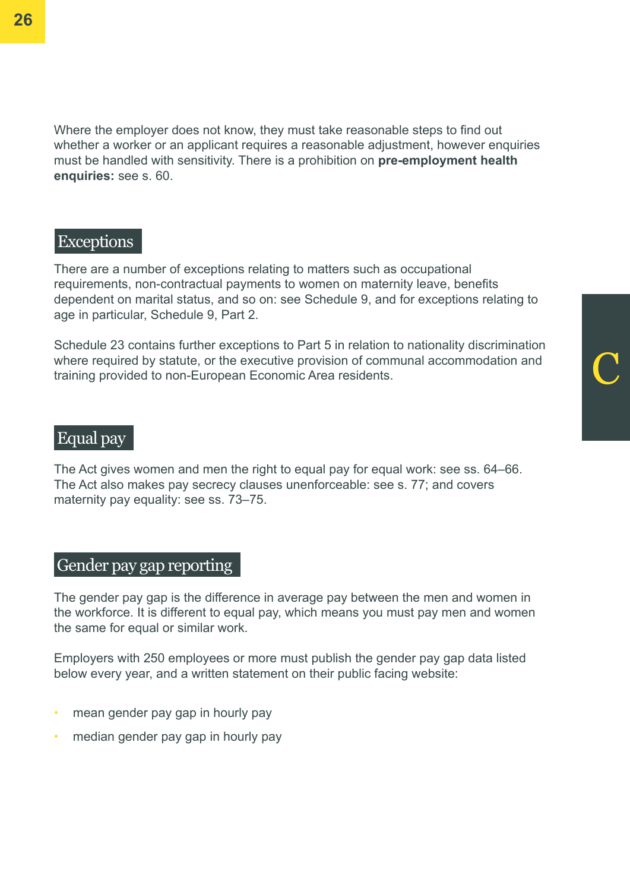Where the employer does not know, they must take reasonable steps to find out whether a worker or an applicant requires a reasonable adjustment, however enquiries must be handled with sensitivity. There is a prohibition on **pre-employment health enquiries:** see s. 60.

## Exceptions

There are a number of exceptions relating to matters such as occupational requirements, non-contractual payments to women on maternity leave, benefits dependent on marital status, and so on: see Schedule 9, and for exceptions relating to age in particular, Schedule 9, Part 2.

Schedule 23 contains further exceptions to Part 5 in relation to nationality discrimination where required by statute, or the executive provision of communal accommodation and training provided to non-European Economic Area residents.

## Equal pay

The Act gives women and men the right to equal pay for equal work: see ss. 64–66. The Act also makes pay secrecy clauses unenforceable: see s. 77; and covers maternity pay equality: see ss. 73–75.

## Gender pay gap reporting

The gender pay gap is the difference in average pay between the men and women in the workforce. It is different to equal pay, which means you must pay men and women the same for equal or similar work.

Employers with 250 employees or more must publish the gender pay gap data listed below every year, and a written statement on their public facing website:

- mean gender pay gap in hourly pay
- median gender pay gap in hourly pay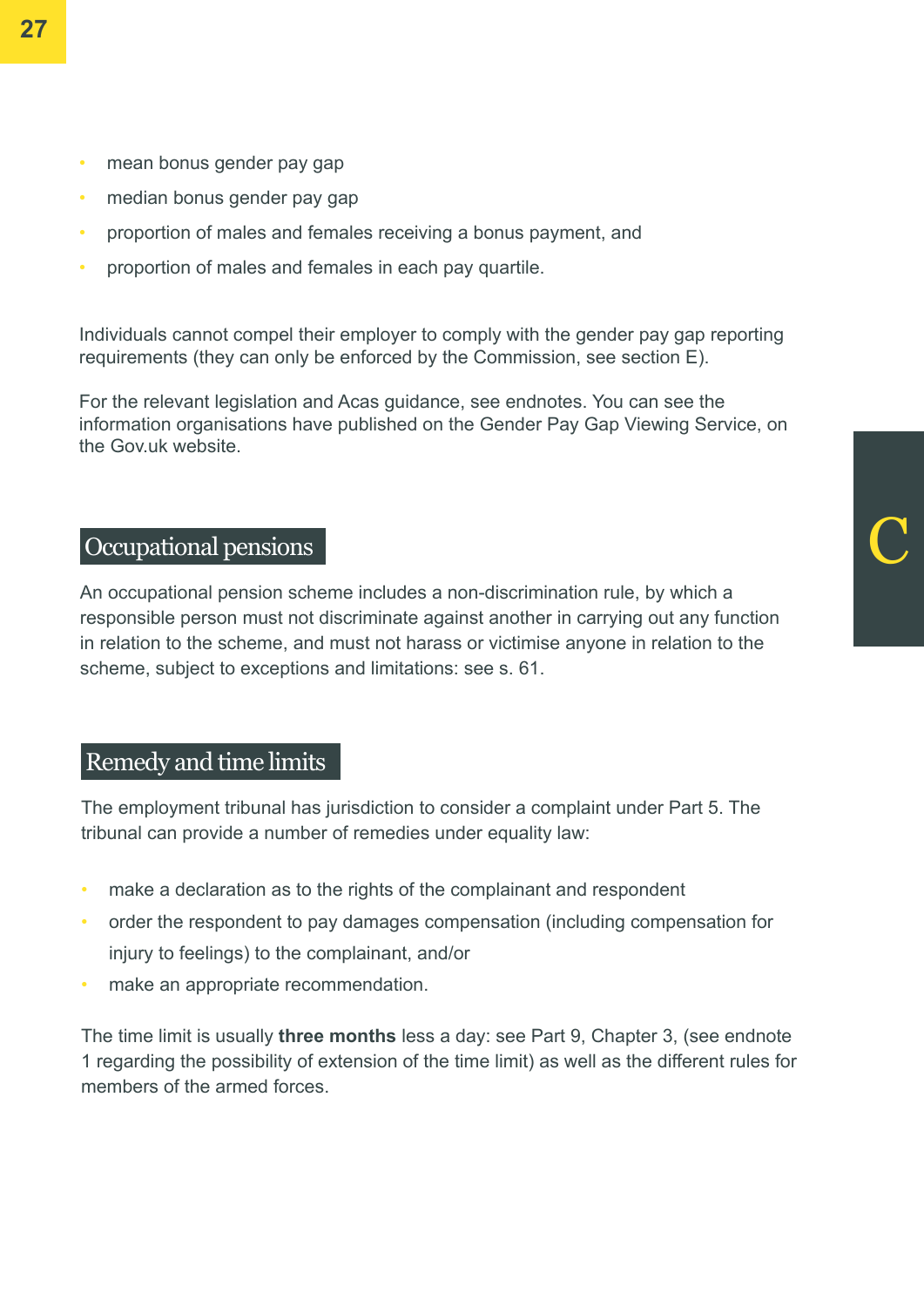- mean bonus gender pay gap
- median bonus gender pay gap
- proportion of males and females receiving a bonus payment, and
- proportion of males and females in each pay quartile.

Individuals cannot compel their employer to comply with the gender pay gap reporting requirements (they can only be enforced by the Commission, see section E).

For the relevant legislation and Acas guidance, see endnotes. You can see the information organisations have published on the Gender Pay Gap Viewing Service, on the Gov.uk website.

## Occupational pensions

An occupational pension scheme includes a non-discrimination rule, by which a responsible person must not discriminate against another in carrying out any function in relation to the scheme, and must not harass or victimise anyone in relation to the scheme, subject to exceptions and limitations: see s. 61.

## Remedy and time limits

The employment tribunal has jurisdiction to consider a complaint under Part 5. The tribunal can provide a number of remedies under equality law:

- make a declaration as to the rights of the complainant and respondent
- order the respondent to pay damages compensation (including compensation for injury to feelings) to the complainant, and/or
- make an appropriate recommendation.

The time limit is usually **three months** less a day: see Part 9, Chapter 3, (see endnote 1 regarding the possibility of extension of the time limit) as well as the different rules for members of the armed forces.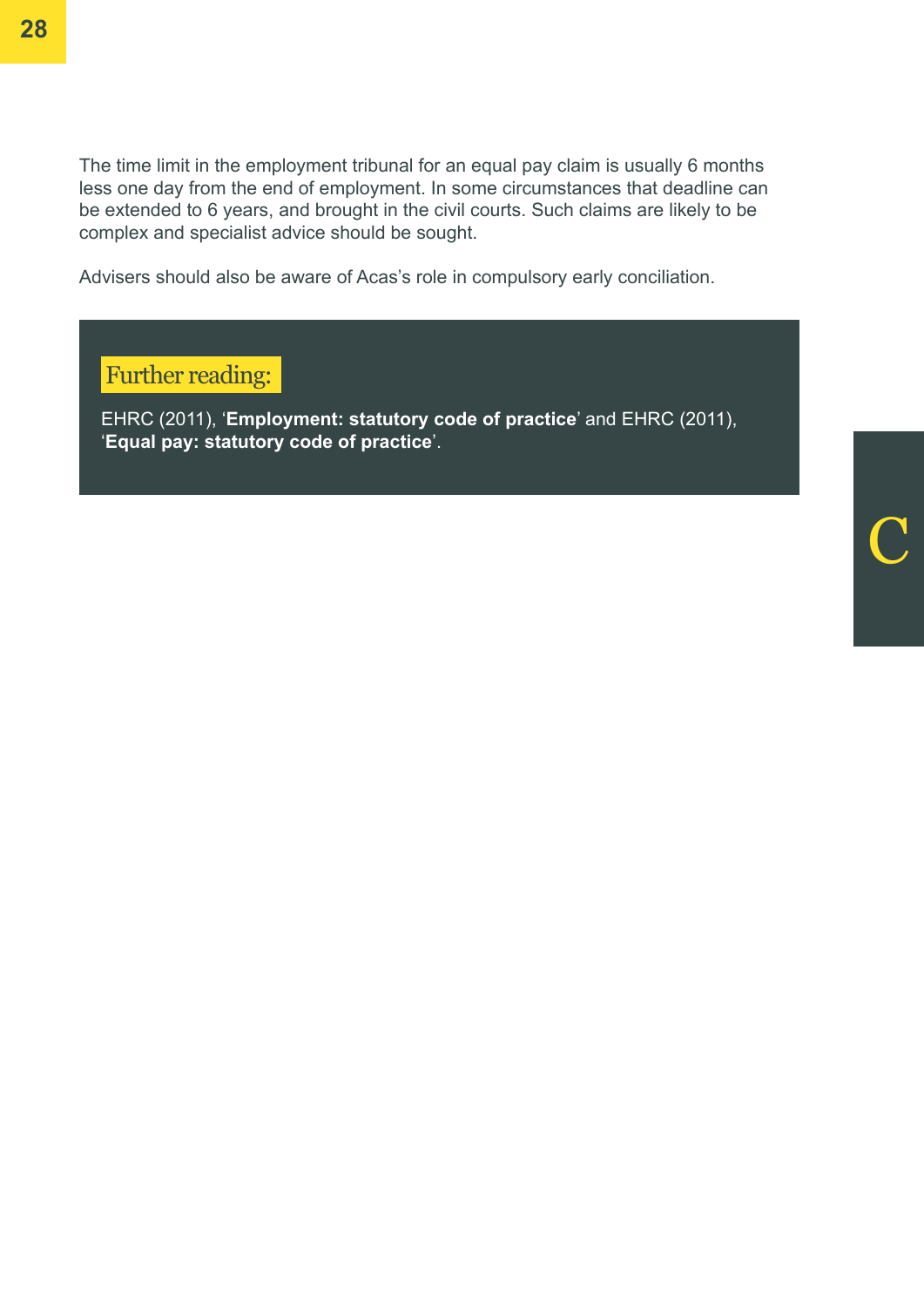The time limit in the employment tribunal for an equal pay claim is usually 6 months less one day from the end of employment. In some circumstances that deadline can be extended to 6 years, and brought in the civil courts. Such claims are likely to be complex and specialist advice should be sought.

Advisers should also be aware of Acas's role in compulsory early conciliation.

### Further reading:

EHRC (2011), '**Employment: statutory code of practice**' and EHRC (2011), '**Equal pay: statutory code of practice**'.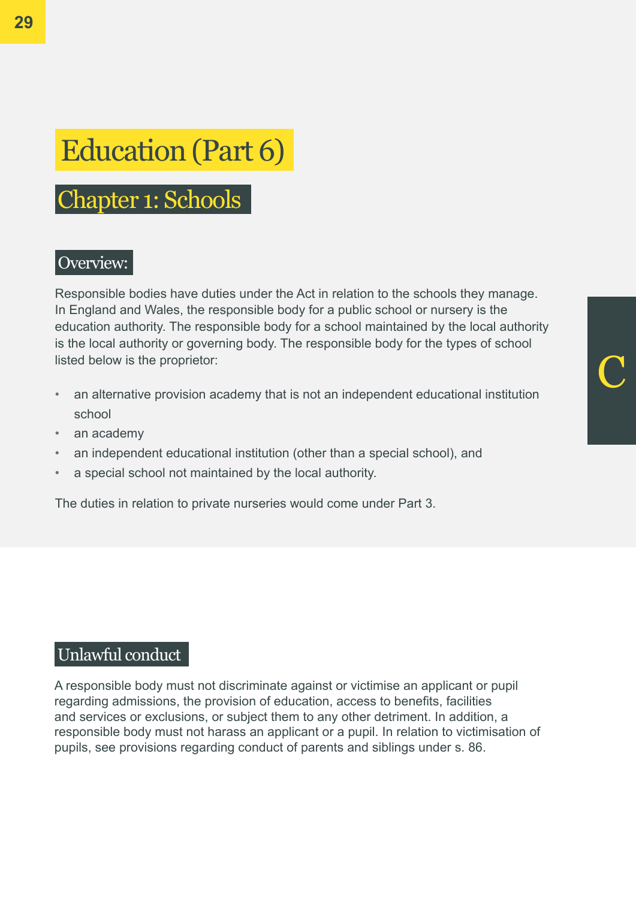# Education (Part 6)

## Chapter 1: Schools

### Overview:

Responsible bodies have duties under the Act in relation to the schools they manage. In England and Wales, the responsible body for a public school or nursery is the education authority. The responsible body for a school maintained by the local authority is the local authority or governing body. The responsible body for the types of school listed below is the proprietor:

- an alternative provision academy that is not an independent educational institution school
- an academy
- an independent educational institution (other than a special school), and
- a special school not maintained by the local authority.

The duties in relation to private nurseries would come under Part 3.

### Unlawful conduct

A responsible body must not discriminate against or victimise an applicant or pupil regarding admissions, the provision of education, access to benefits, facilities and services or exclusions, or subject them to any other detriment. In addition, a responsible body must not harass an applicant or a pupil. In relation to victimisation of pupils, see provisions regarding conduct of parents and siblings under s. 86.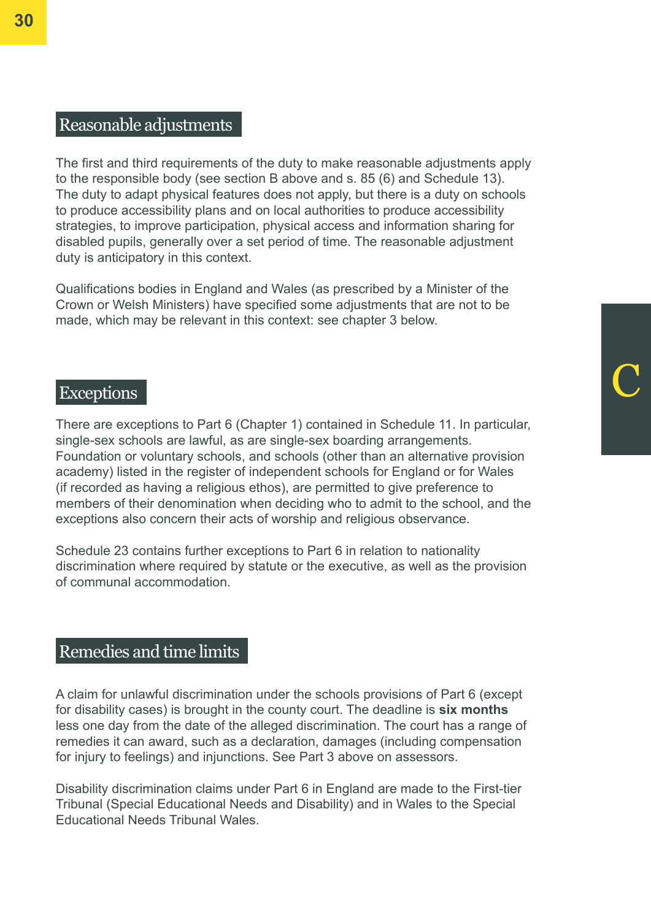## Reasonable adjustments

The first and third requirements of the duty to make reasonable adjustments apply to the responsible body (see section B above and s. 85 (6) and Schedule 13). The duty to adapt physical features does not apply, but there is a duty on schools to produce accessibility plans and on local authorities to produce accessibility strategies, to improve participation, physical access and information sharing for disabled pupils, generally over a set period of time. The reasonable adjustment duty is anticipatory in this context.

Qualifications bodies in England and Wales (as prescribed by a Minister of the Crown or Welsh Ministers) have specified some adjustments that are not to be made, which may be relevant in this context: see chapter 3 below.

## Exceptions

There are exceptions to Part 6 (Chapter 1) contained in Schedule 11. In particular, single-sex schools are lawful, as are single-sex boarding arrangements. Foundation or voluntary schools, and schools (other than an alternative provision academy) listed in the register of independent schools for England or for Wales (if recorded as having a religious ethos), are permitted to give preference to members of their denomination when deciding who to admit to the school, and the exceptions also concern their acts of worship and religious observance.

Schedule 23 contains further exceptions to Part 6 in relation to nationality discrimination where required by statute or the executive, as well as the provision of communal accommodation.

## Remedies and time limits

A claim for unlawful discrimination under the schools provisions of Part 6 (except for disability cases) is brought in the county court. The deadline is **six months** less one day from the date of the alleged discrimination. The court has a range of remedies it can award, such as a declaration, damages (including compensation for injury to feelings) and injunctions. See Part 3 above on assessors.

Disability discrimination claims under Part 6 in England are made to the First-tier Tribunal (Special Educational Needs and Disability) and in Wales to the Special Educational Needs Tribunal Wales.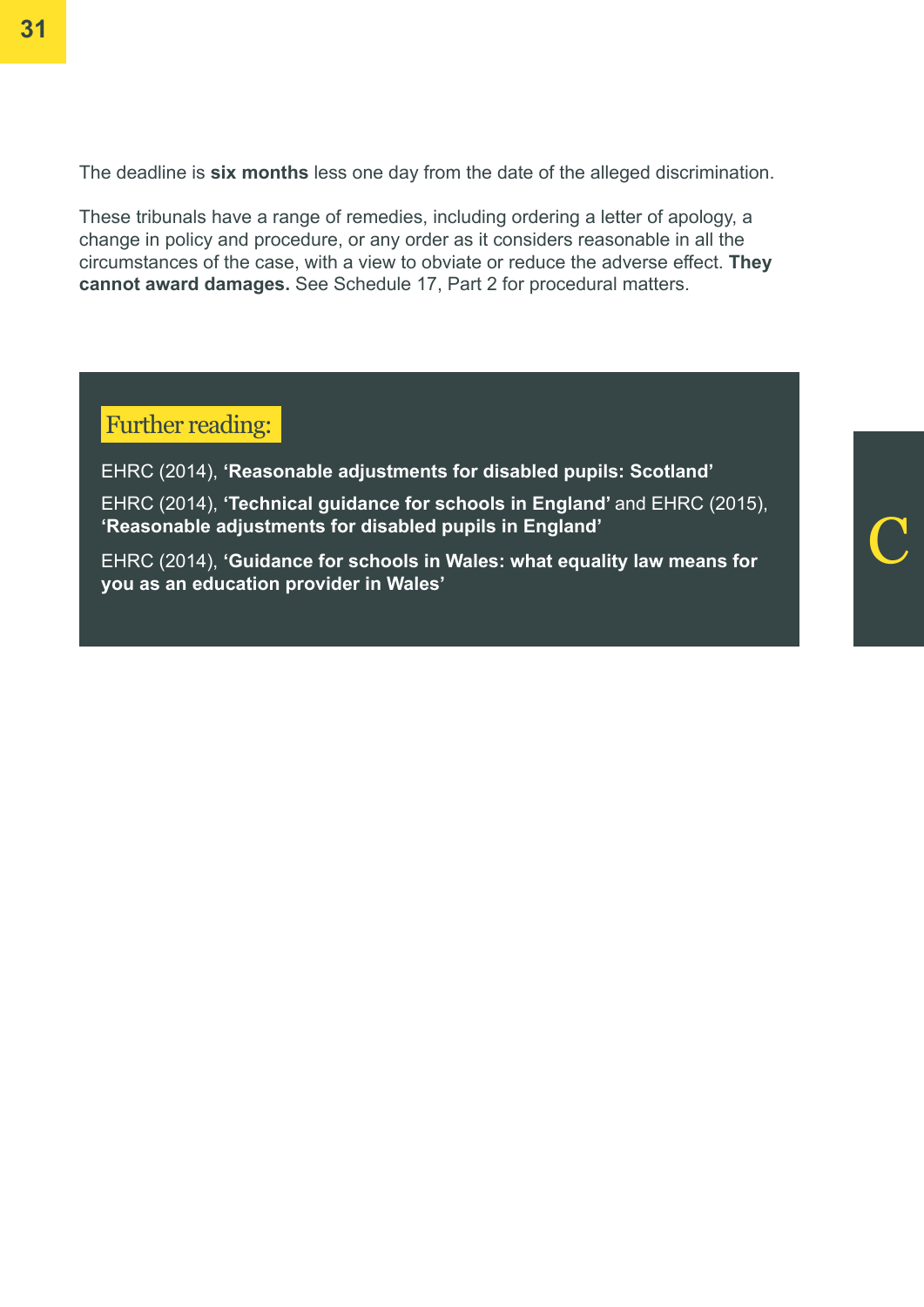The deadline is **six months** less one day from the date of the alleged discrimination.

These tribunals have a range of remedies, including ordering a letter of apology, a change in policy and procedure, or any order as it considers reasonable in all the circumstances of the case, with a view to obviate or reduce the adverse effect. **They cannot award damages.** See Schedule 17, Part 2 for procedural matters.

## Further reading:

EHRC (2014), **'Reasonable adjustments for disabled pupils: Scotland'**

EHRC (2014), **'Technical guidance for schools in England'** and EHRC (2015), **'Reasonable adjustments for disabled pupils in England'**

EHRC (2014), **'Guidance for schools in Wales: what equality law means for you as an education provider in Wales'**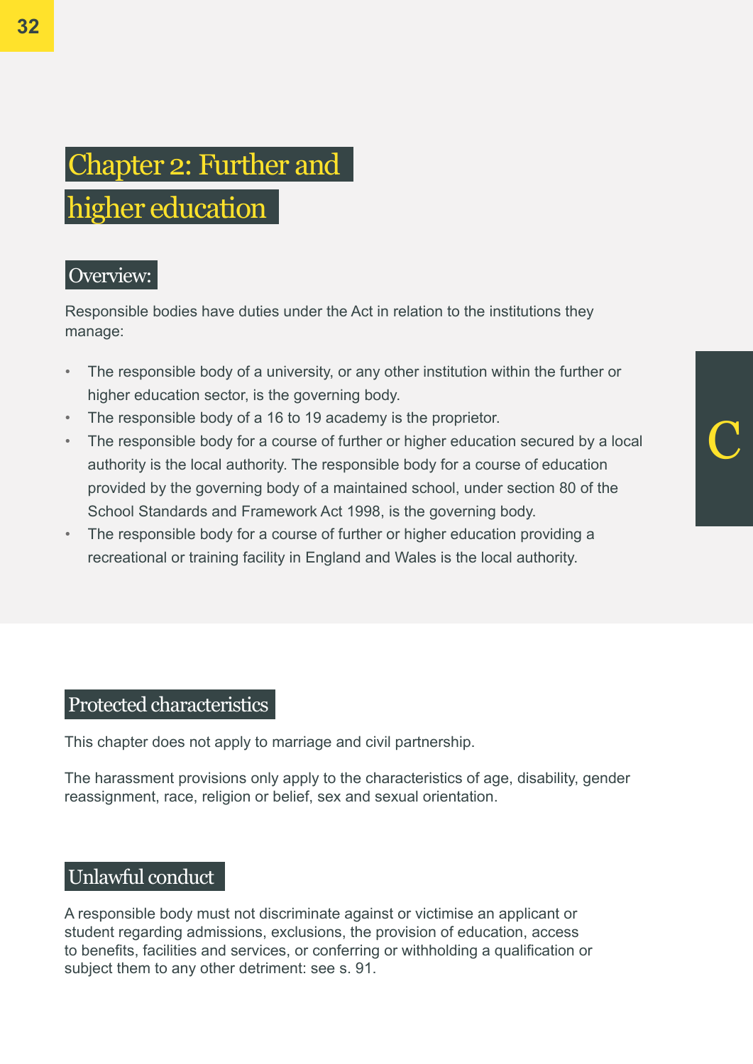# Chapter 2: Further and higher education

## Overview:

Responsible bodies have duties under the Act in relation to the institutions they manage:

- The responsible body of a university, or any other institution within the further or higher education sector, is the governing body.
- The responsible body of a 16 to 19 academy is the proprietor.
- The responsible body for a course of further or higher education secured by a local authority is the local authority. The responsible body for a course of education provided by the governing body of a maintained school, under section 80 of the School Standards and Framework Act 1998, is the governing body.
- The responsible body for a course of further or higher education providing a recreational or training facility in England and Wales is the local authority.

## Protected characteristics

This chapter does not apply to marriage and civil partnership.

The harassment provisions only apply to the characteristics of age, disability, gender reassignment, race, religion or belief, sex and sexual orientation.

## Unlawful conduct

A responsible body must not discriminate against or victimise an applicant or student regarding admissions, exclusions, the provision of education, access to benefits, facilities and services, or conferring or withholding a qualification or subject them to any other detriment: see s. 91.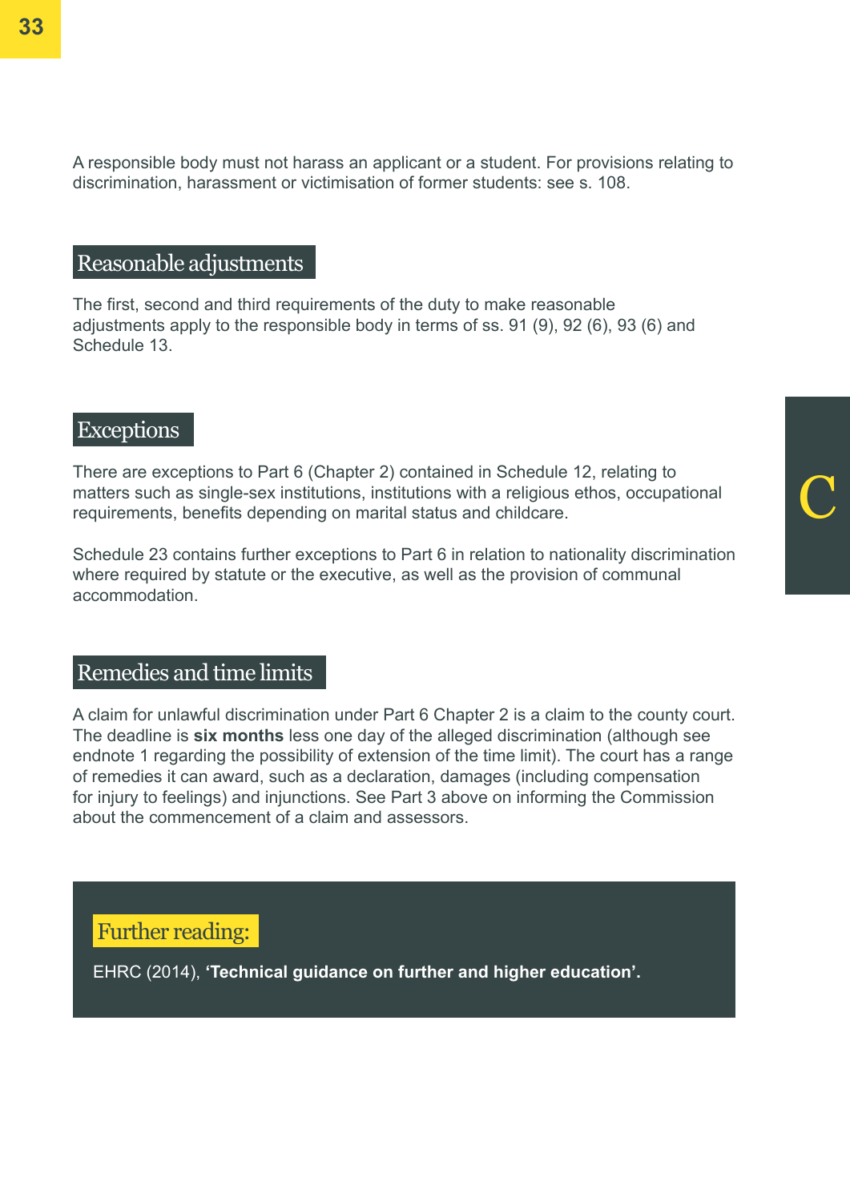A responsible body must not harass an applicant or a student. For provisions relating to discrimination, harassment or victimisation of former students: see s. 108.

## Reasonable adjustments

The first, second and third requirements of the duty to make reasonable adjustments apply to the responsible body in terms of ss. 91 (9), 92 (6), 93 (6) and Schedule 13.

## Exceptions

There are exceptions to Part 6 (Chapter 2) contained in Schedule 12, relating to matters such as single-sex institutions, institutions with a religious ethos, occupational requirements, benefits depending on marital status and childcare.

Schedule 23 contains further exceptions to Part 6 in relation to nationality discrimination where required by statute or the executive, as well as the provision of communal accommodation.

## Remedies and time limits

A claim for unlawful discrimination under Part 6 Chapter 2 is a claim to the county court. The deadline is **six months** less one day of the alleged discrimination (although see endnote 1 regarding the possibility of extension of the time limit). The court has a range of remedies it can award, such as a declaration, damages (including compensation for injury to feelings) and injunctions. See Part 3 above on informing the Commission about the commencement of a claim and assessors.

### Further reading:

EHRC (2014), **'Technical guidance on further and higher education'.**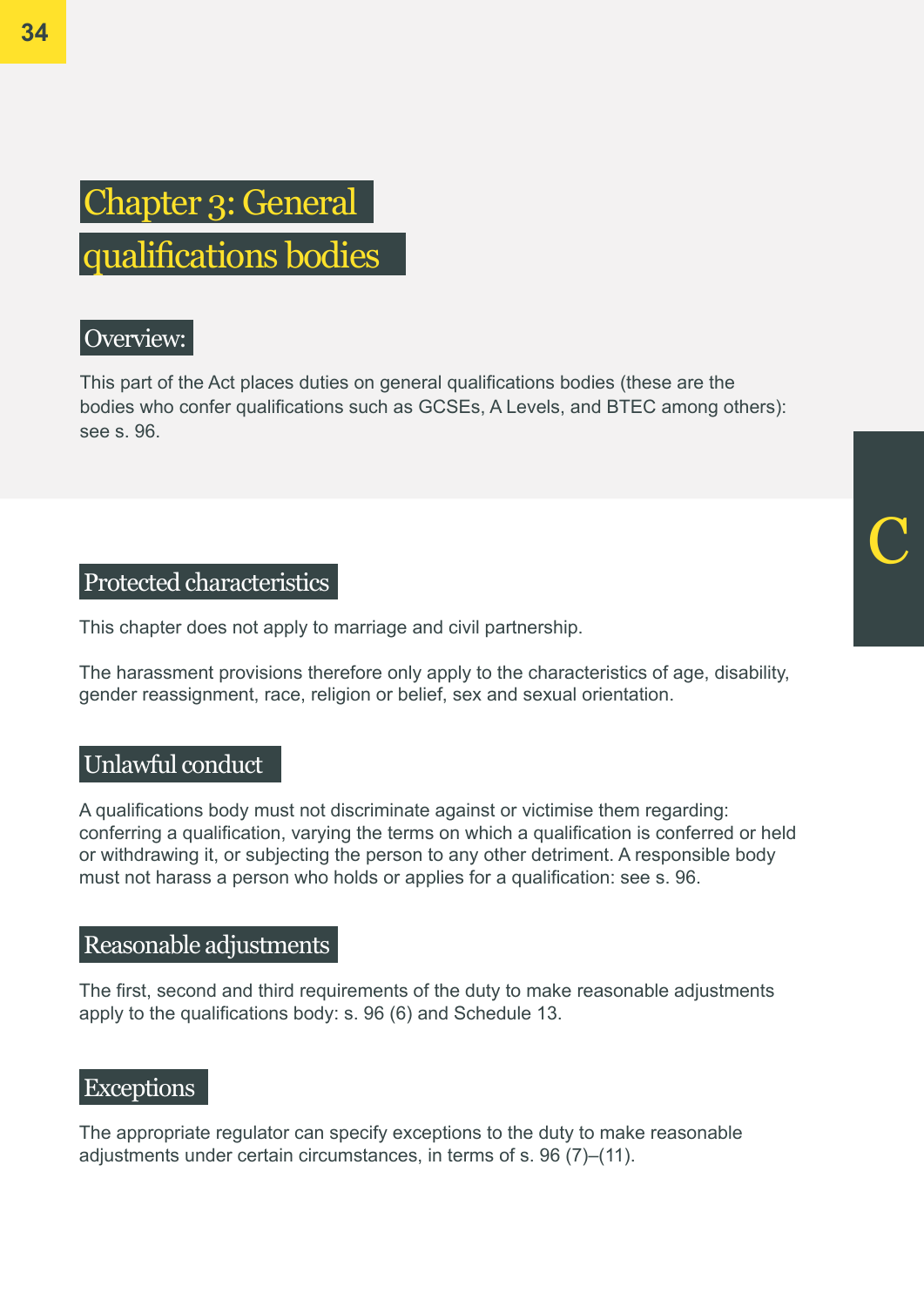# Chapter 3: General qualifications bodies

## Overview:

This part of the Act places duties on general qualifications bodies (these are the bodies who confer qualifications such as GCSEs, A Levels, and BTEC among others): see s. 96.

## Protected characteristics

This chapter does not apply to marriage and civil partnership.

The harassment provisions therefore only apply to the characteristics of age, disability, gender reassignment, race, religion or belief, sex and sexual orientation.

## Unlawful conduct

A qualifications body must not discriminate against or victimise them regarding: conferring a qualification, varying the terms on which a qualification is conferred or held or withdrawing it, or subjecting the person to any other detriment. A responsible body must not harass a person who holds or applies for a qualification: see s. 96.

## Reasonable adjustments

The first, second and third requirements of the duty to make reasonable adjustments apply to the qualifications body: s. 96 (6) and Schedule 13.

## Exceptions

The appropriate regulator can specify exceptions to the duty to make reasonable adjustments under certain circumstances, in terms of s. 96 (7)–(11).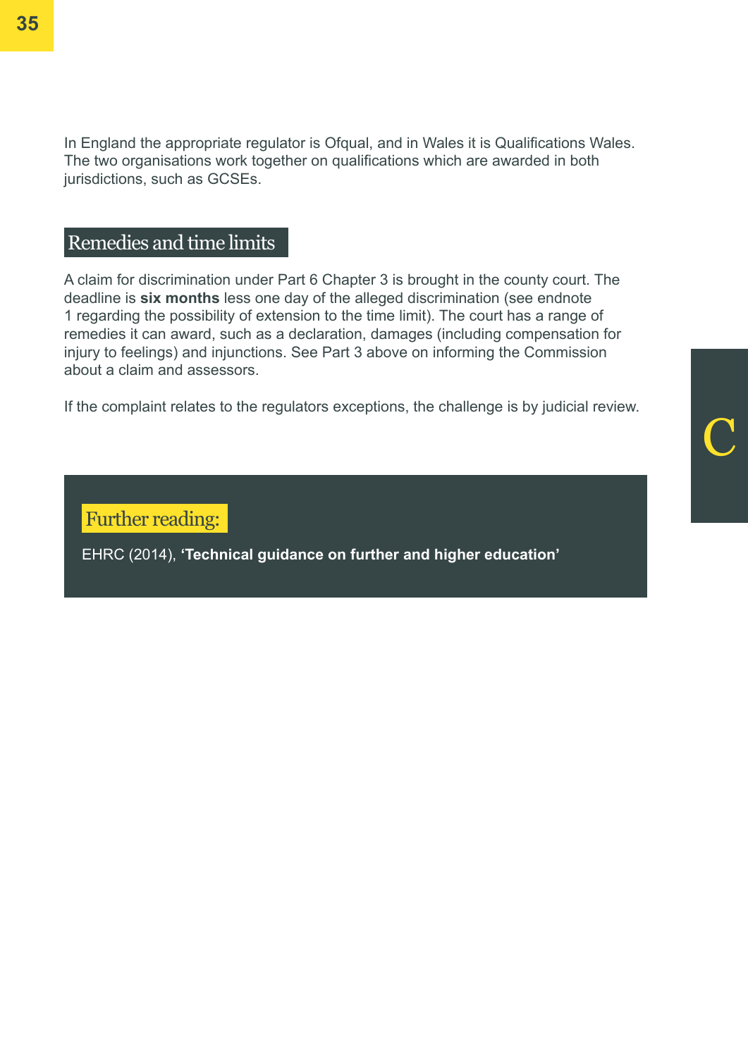In England the appropriate regulator is Ofqual, and in Wales it is Qualifications Wales. The two organisations work together on qualifications which are awarded in both jurisdictions, such as GCSEs.

## Remedies and time limits

A claim for discrimination under Part 6 Chapter 3 is brought in the county court. The deadline is **six months** less one day of the alleged discrimination (see endnote 1 regarding the possibility of extension to the time limit). The court has a range of remedies it can award, such as a declaration, damages (including compensation for injury to feelings) and injunctions. See Part 3 above on informing the Commission about a claim and assessors.

If the complaint relates to the regulators exceptions, the challenge is by judicial review.

### Further reading:

EHRC (2014), **'Technical guidance on further and higher education'**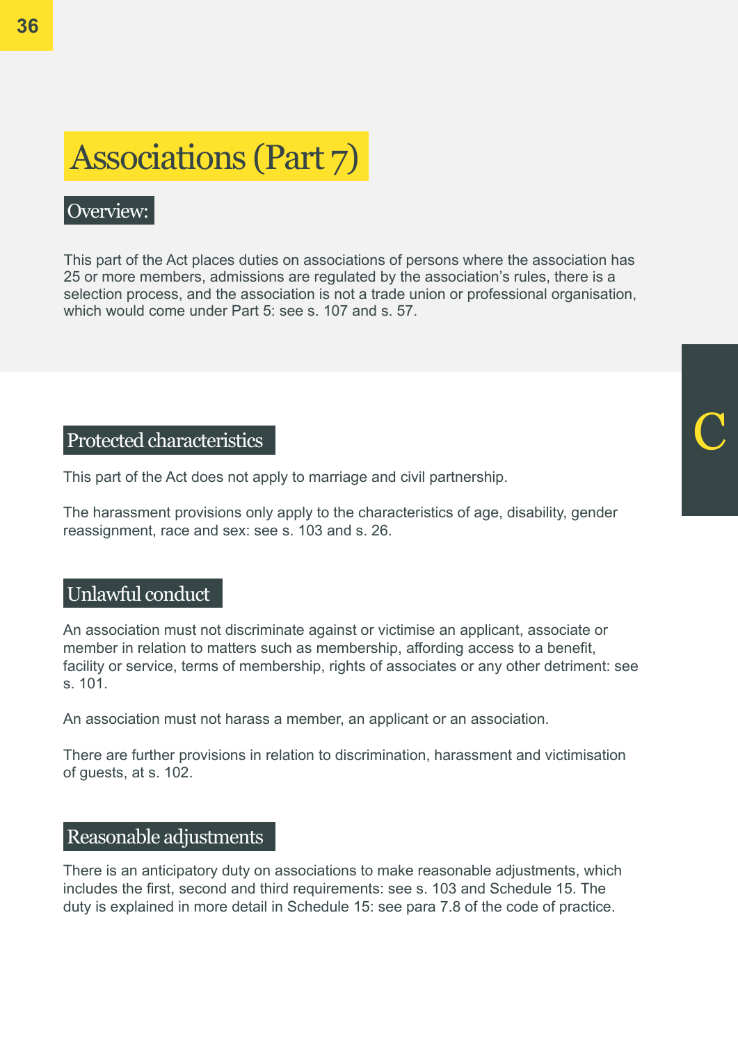# Associations (Part 7)

## Overview:

This part of the Act places duties on associations of persons where the association has 25 or more members, admissions are regulated by the association's rules, there is a selection process, and the association is not a trade union or professional organisation, which would come under Part 5: see s. 107 and s. 57.

## Protected characteristics

This part of the Act does not apply to marriage and civil partnership.

The harassment provisions only apply to the characteristics of age, disability, gender reassignment, race and sex: see s. 103 and s. 26.

## Unlawful conduct

An association must not discriminate against or victimise an applicant, associate or member in relation to matters such as membership, affording access to a benefit, facility or service, terms of membership, rights of associates or any other detriment: see s. 101.

An association must not harass a member, an applicant or an association.

There are further provisions in relation to discrimination, harassment and victimisation of guests, at s. 102.

## Reasonable adjustments

There is an anticipatory duty on associations to make reasonable adjustments, which includes the first, second and third requirements: see s. 103 and Schedule 15. The duty is explained in more detail in Schedule 15: see para 7.8 of the code of practice.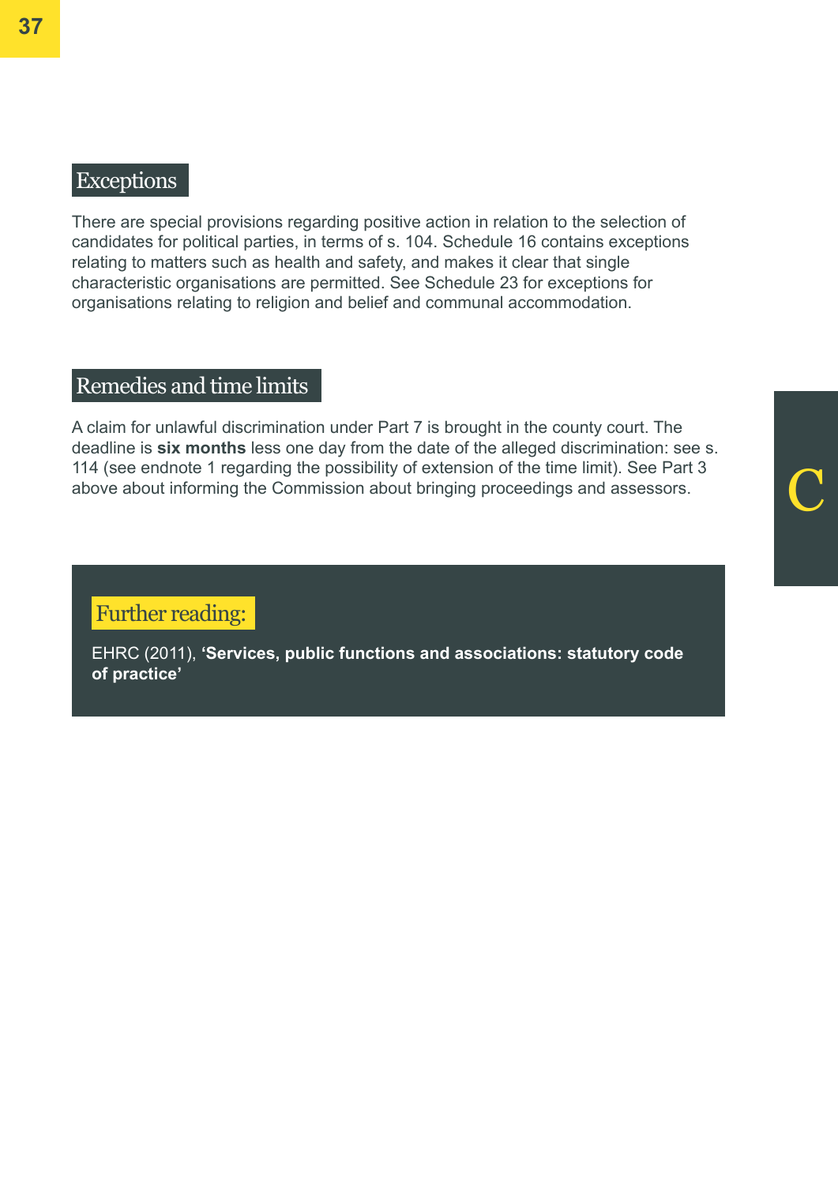## Exceptions

There are special provisions regarding positive action in relation to the selection of candidates for political parties, in terms of s. 104. Schedule 16 contains exceptions relating to matters such as health and safety, and makes it clear that single characteristic organisations are permitted. See Schedule 23 for exceptions for organisations relating to religion and belief and communal accommodation.

## Remedies and time limits

A claim for unlawful discrimination under Part 7 is brought in the county court. The deadline is **six months** less one day from the date of the alleged discrimination: see s. 114 (see endnote 1 regarding the possibility of extension of the time limit). See Part 3 above about informing the Commission about bringing proceedings and assessors.

### Further reading:

EHRC (2011), **'Services, public functions and associations: statutory code of practice'**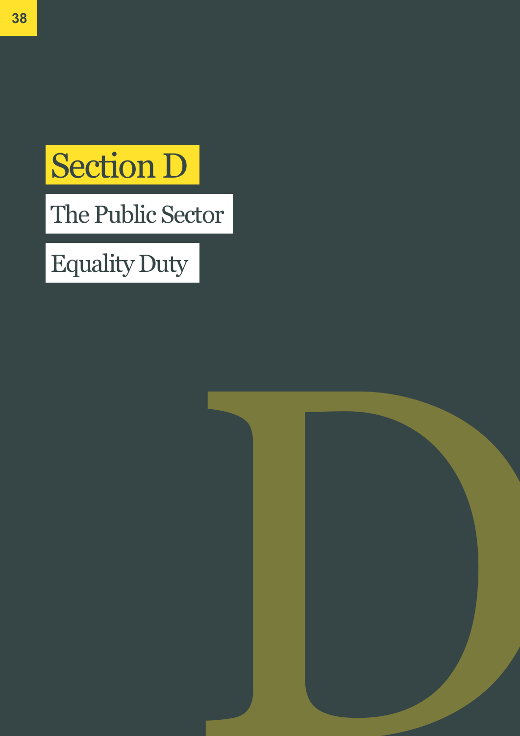# Section D

## The Public Sector Equality Duty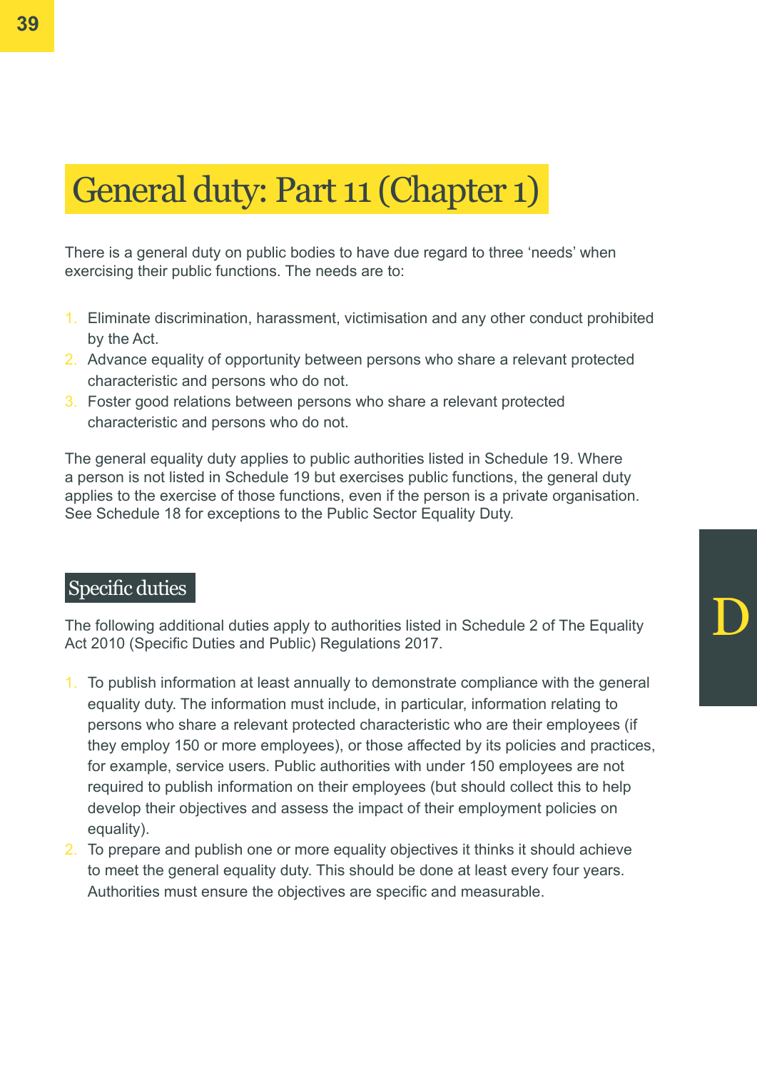# General duty: Part 11 (Chapter 1)

There is a general duty on public bodies to have due regard to three ‘needs’ when exercising their public functions. The needs are to:

1. Eliminate discrimination, harassment, victimisation and any other conduct prohibited by the Act.
2. Advance equality of opportunity between persons who share a relevant protected characteristic and persons who do not.
3. Foster good relations between persons who share a relevant protected characteristic and persons who do not.

The general equality duty applies to public authorities listed in Schedule 19. Where a person is not listed in Schedule 19 but exercises public functions, the general duty applies to the exercise of those functions, even if the person is a private organisation. See Schedule 18 for exceptions to the Public Sector Equality Duty.

## Specific duties

The following additional duties apply to authorities listed in Schedule 2 of The Equality Act 2010 (Specific Duties and Public) Regulations 2017.

1. To publish information at least annually to demonstrate compliance with the general equality duty. The information must include, in particular, information relating to persons who share a relevant protected characteristic who are their employees (if they employ 150 or more employees), or those affected by its policies and practices, for example, service users. Public authorities with under 150 employees are not required to publish information on their employees (but should collect this to help develop their objectives and assess the impact of their employment policies on equality).
2. To prepare and publish one or more equality objectives it thinks it should achieve to meet the general equality duty. This should be done at least every four years. Authorities must ensure the objectives are specific and measurable.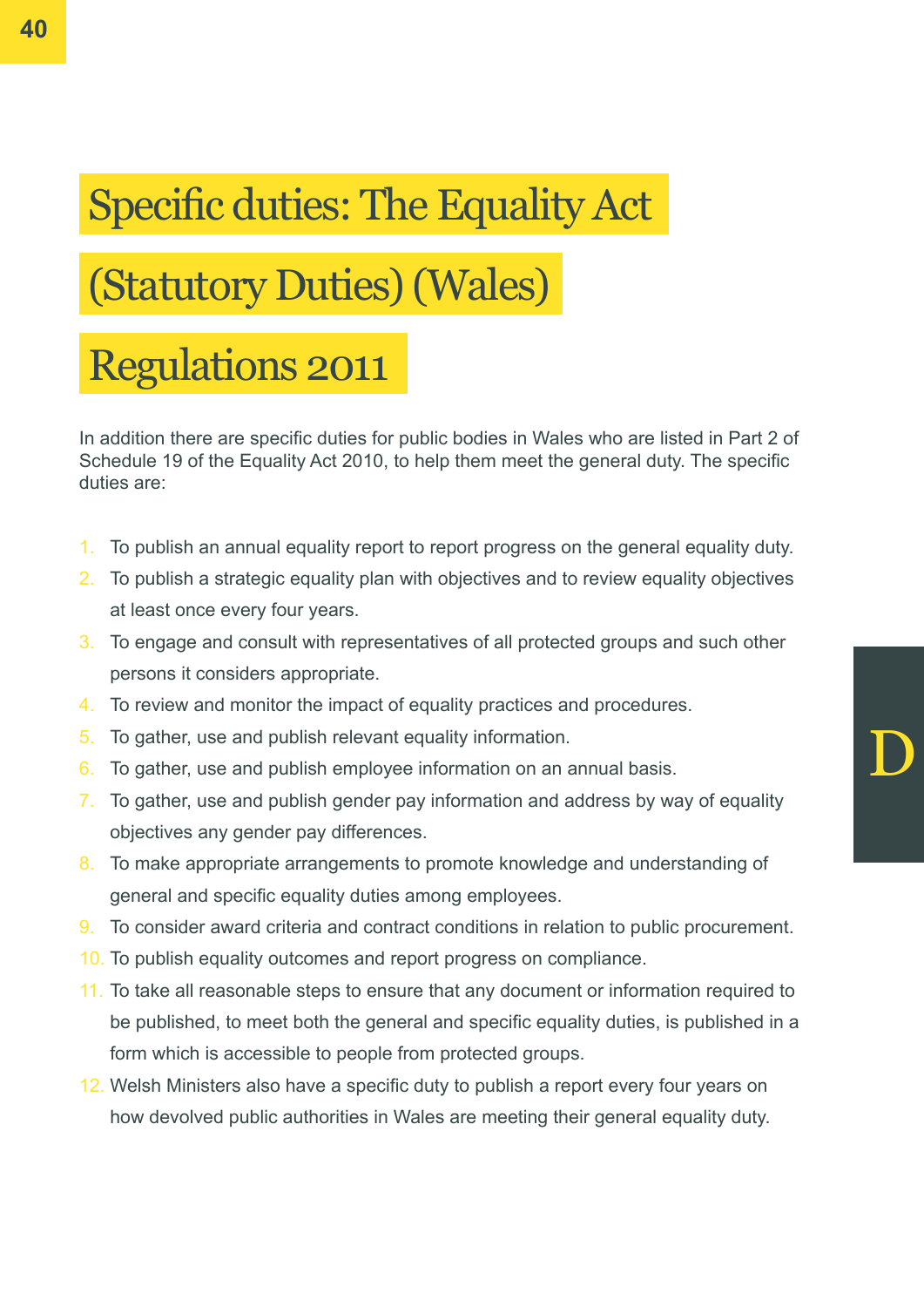# Specific duties: The Equality Act (Statutory Duties) (Wales) Regulations 2011

In addition there are specific duties for public bodies in Wales who are listed in Part 2 of Schedule 19 of the Equality Act 2010, to help them meet the general duty. The specific duties are:

1. To publish an annual equality report to report progress on the general equality duty.
2. To publish a strategic equality plan with objectives and to review equality objectives at least once every four years.
3. To engage and consult with representatives of all protected groups and such other persons it considers appropriate.
4. To review and monitor the impact of equality practices and procedures.
5. To gather, use and publish relevant equality information.
6. To gather, use and publish employee information on an annual basis.
7. To gather, use and publish gender pay information and address by way of equality objectives any gender pay differences.
8. To make appropriate arrangements to promote knowledge and understanding of general and specific equality duties among employees.
9. To consider award criteria and contract conditions in relation to public procurement.
10. To publish equality outcomes and report progress on compliance.
11. To take all reasonable steps to ensure that any document or information required to be published, to meet both the general and specific equality duties, is published in a form which is accessible to people from protected groups.
12. Welsh Ministers also have a specific duty to publish a report every four years on how devolved public authorities in Wales are meeting their general equality duty.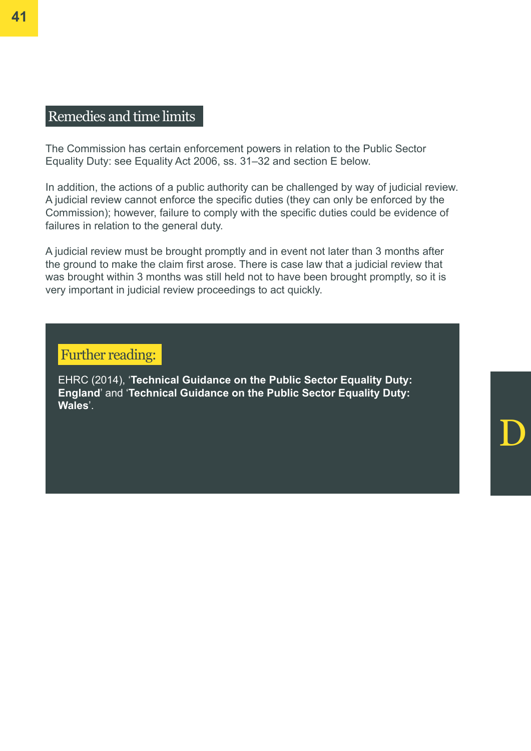## Remedies and time limits

The Commission has certain enforcement powers in relation to the Public Sector Equality Duty: see Equality Act 2006, ss. 31–32 and section E below.

In addition, the actions of a public authority can be challenged by way of judicial review. A judicial review cannot enforce the specific duties (they can only be enforced by the Commission); however, failure to comply with the specific duties could be evidence of failures in relation to the general duty.

A judicial review must be brought promptly and in event not later than 3 months after the ground to make the claim first arose. There is case law that a judicial review that was brought within 3 months was still held not to have been brought promptly, so it is very important in judicial review proceedings to act quickly.

### Further reading:

EHRC (2014), '**Technical Guidance on the Public Sector Equality Duty: England**' and '**Technical Guidance on the Public Sector Equality Duty: Wales**'.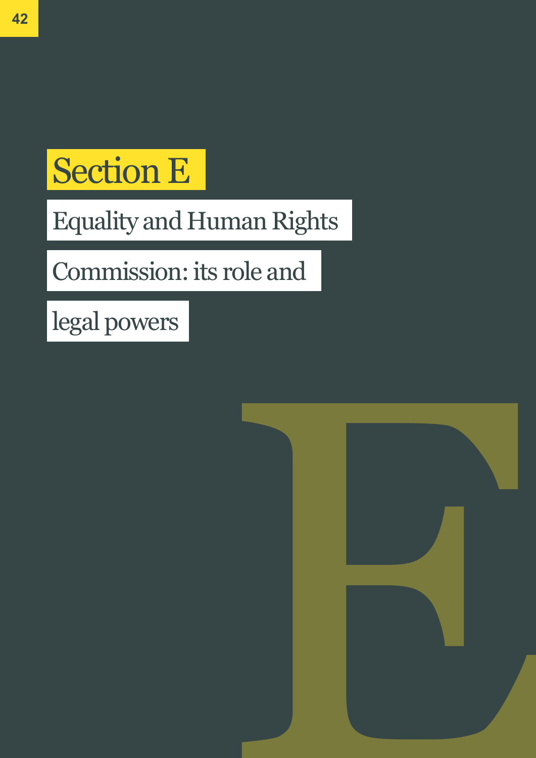# Section E

## Equality and Human Rights Commission: its role and legal powers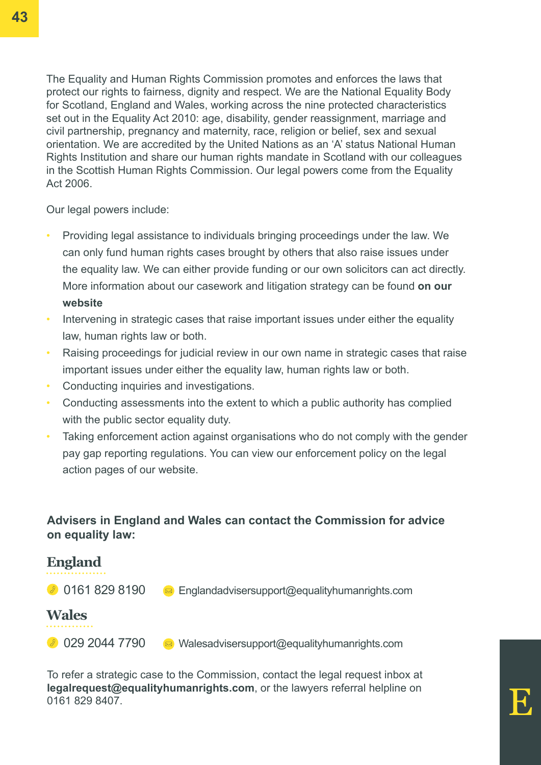The Equality and Human Rights Commission promotes and enforces the laws that protect our rights to fairness, dignity and respect. We are the National Equality Body for Scotland, England and Wales, working across the nine protected characteristics set out in the Equality Act 2010: age, disability, gender reassignment, marriage and civil partnership, pregnancy and maternity, race, religion or belief, sex and sexual orientation. We are accredited by the United Nations as an 'A' status National Human Rights Institution and share our human rights mandate in Scotland with our colleagues in the Scottish Human Rights Commission. Our legal powers come from the Equality Act 2006.

Our legal powers include:

- Providing legal assistance to individuals bringing proceedings under the law. We can only fund human rights cases brought by others that also raise issues under the equality law. We can either provide funding or our own solicitors can act directly. More information about our casework and litigation strategy can be found **on our website**
- Intervening in strategic cases that raise important issues under either the equality law, human rights law or both.
- Raising proceedings for judicial review in our own name in strategic cases that raise important issues under either the equality law, human rights law or both.
- Conducting inquiries and investigations.
- Conducting assessments into the extent to which a public authority has complied with the public sector equality duty.
- Taking enforcement action against organisations who do not comply with the gender pay gap reporting regulations. You can view our enforcement policy on the legal action pages of our website.

**Advisers in England and Wales can contact the Commission for advice on equality law:**

## England

0161 829 8190    Englandadvisersupport@equalityhumanrights.com

## Wales

029 2044 7790    Walesadvisersupport@equalityhumanrights.com

To refer a strategic case to the Commission, contact the legal request inbox at **legalrequest@equalityhumanrights.com**, or the lawyers referral helpline on 0161 829 8407.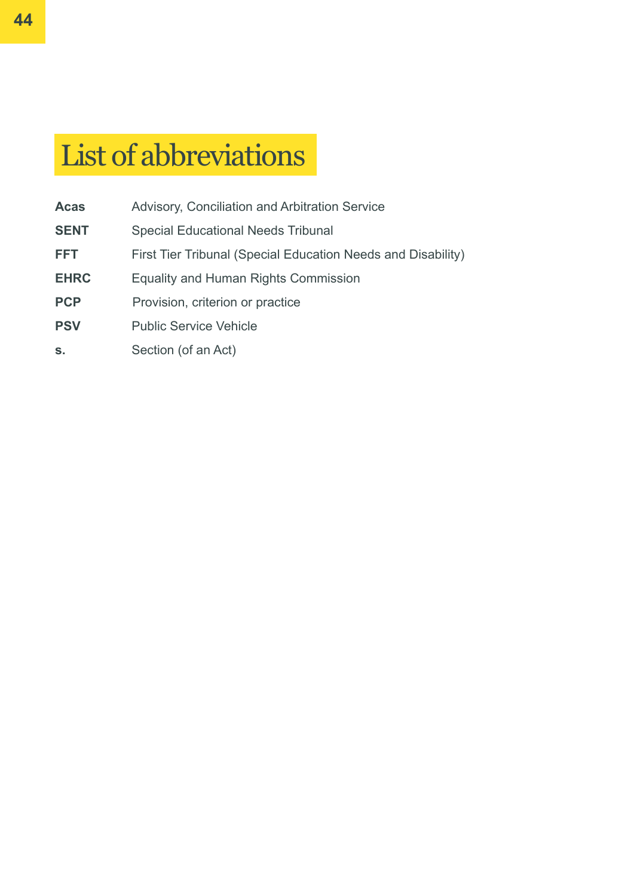# List of abbreviations

| | |
|---|---|
| **Acas** | Advisory, Conciliation and Arbitration Service |
| **SENT** | Special Educational Needs Tribunal |
| **FFT** | First Tier Tribunal (Special Education Needs and Disability) |
| **EHRC** | Equality and Human Rights Commission |
| **PCP** | Provision, criterion or practice |
| **PSV** | Public Service Vehicle |
| **s.** | Section (of an Act) |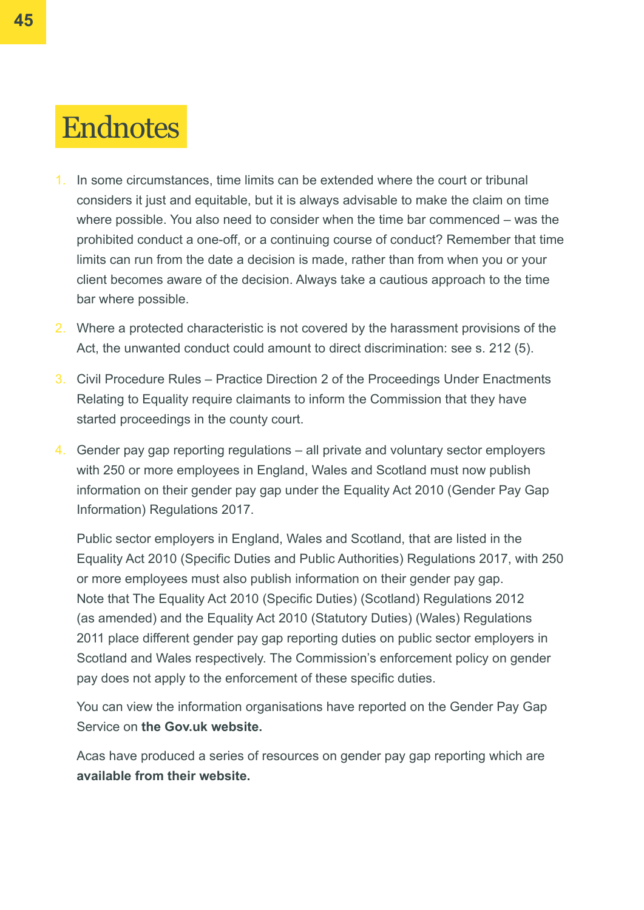# Endnotes

1. In some circumstances, time limits can be extended where the court or tribunal considers it just and equitable, but it is always advisable to make the claim on time where possible. You also need to consider when the time bar commenced – was the prohibited conduct a one-off, or a continuing course of conduct? Remember that time limits can run from the date a decision is made, rather than from when you or your client becomes aware of the decision. Always take a cautious approach to the time bar where possible.

2. Where a protected characteristic is not covered by the harassment provisions of the Act, the unwanted conduct could amount to direct discrimination: see s. 212 (5).

3. Civil Procedure Rules – Practice Direction 2 of the Proceedings Under Enactments Relating to Equality require claimants to inform the Commission that they have started proceedings in the county court.

4. Gender pay gap reporting regulations – all private and voluntary sector employers with 250 or more employees in England, Wales and Scotland must now publish information on their gender pay gap under the Equality Act 2010 (Gender Pay Gap Information) Regulations 2017.

   Public sector employers in England, Wales and Scotland, that are listed in the Equality Act 2010 (Specific Duties and Public Authorities) Regulations 2017, with 250 or more employees must also publish information on their gender pay gap. Note that The Equality Act 2010 (Specific Duties) (Scotland) Regulations 2012 (as amended) and the Equality Act 2010 (Statutory Duties) (Wales) Regulations 2011 place different gender pay gap reporting duties on public sector employers in Scotland and Wales respectively. The Commission's enforcement policy on gender pay does not apply to the enforcement of these specific duties.

   You can view the information organisations have reported on the Gender Pay Gap Service on **the Gov.uk website.**

   Acas have produced a series of resources on gender pay gap reporting which are **available from their website.**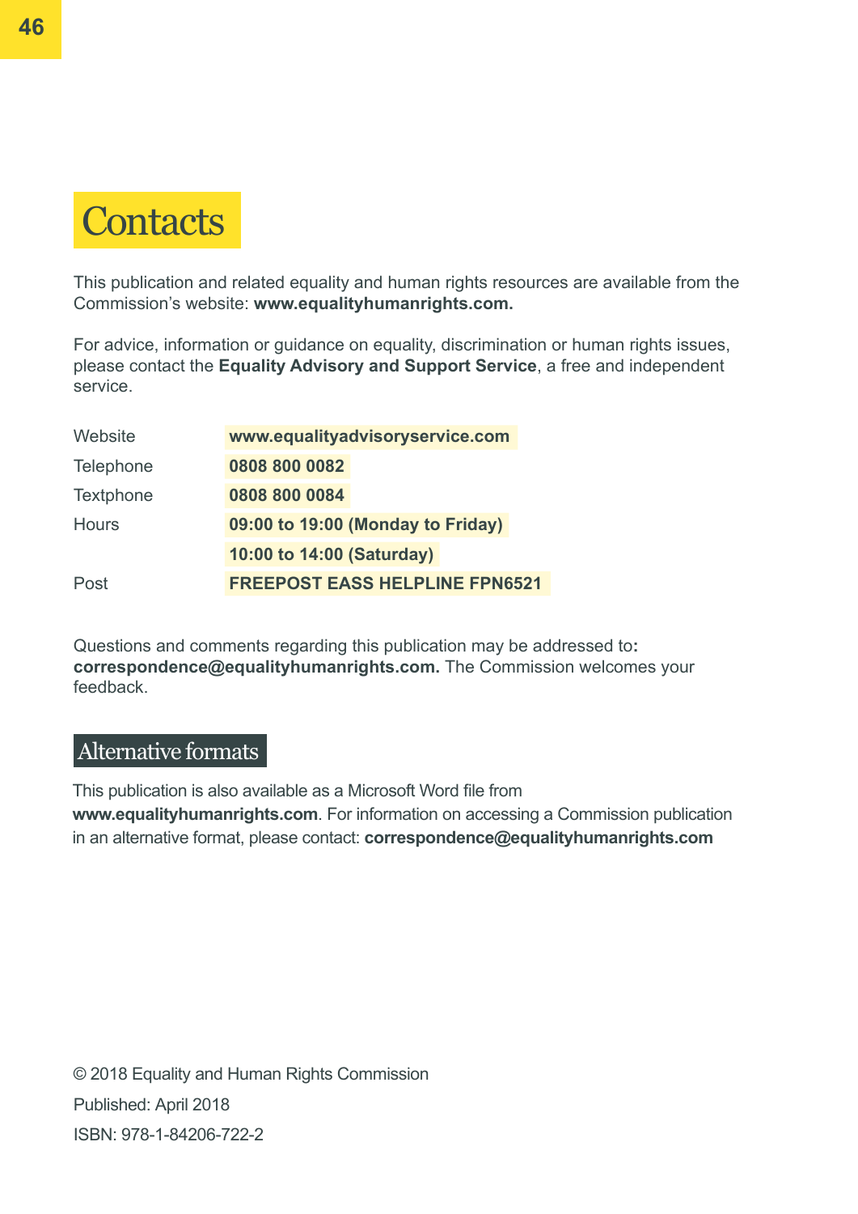# Contacts

This publication and related equality and human rights resources are available from the Commission's website: **www.equalityhumanrights.com.**

For advice, information or guidance on equality, discrimination or human rights issues, please contact the **Equality Advisory and Support Service**, a free and independent service.

| | |
|---|---|
| Website | **www.equalityadvisoryservice.com** |
| Telephone | **0808 800 0082** |
| Textphone | **0808 800 0084** |
| Hours | **09:00 to 19:00 (Monday to Friday)** |
| | **10:00 to 14:00 (Saturday)** |
| Post | **FREEPOST EASS HELPLINE FPN6521** |

Questions and comments regarding this publication may be addressed to**:** **correspondence@equalityhumanrights.com.** The Commission welcomes your feedback.

## Alternative formats

This publication is also available as a Microsoft Word file from **www.equalityhumanrights.com**. For information on accessing a Commission publication in an alternative format, please contact: **correspondence@equalityhumanrights.com**

© 2018 Equality and Human Rights Commission

Published: April 2018

ISBN: 978-1-84206-722-2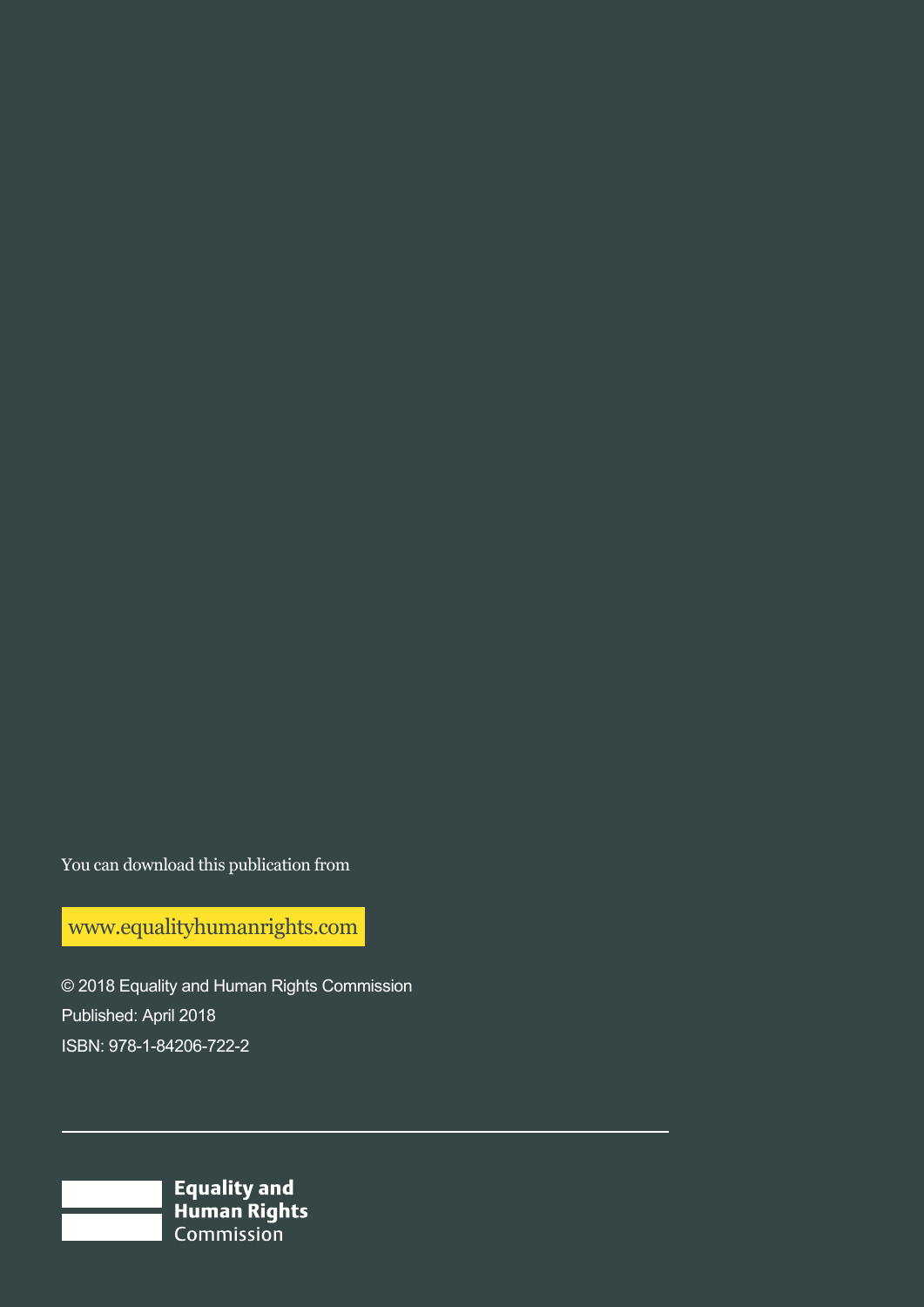You can download this publication from

www.equalityhumanrights.com

© 2018 Equality and Human Rights Commission

Published: April 2018

ISBN: 978-1-84206-722-2

---

Equality and Human Rights Commission